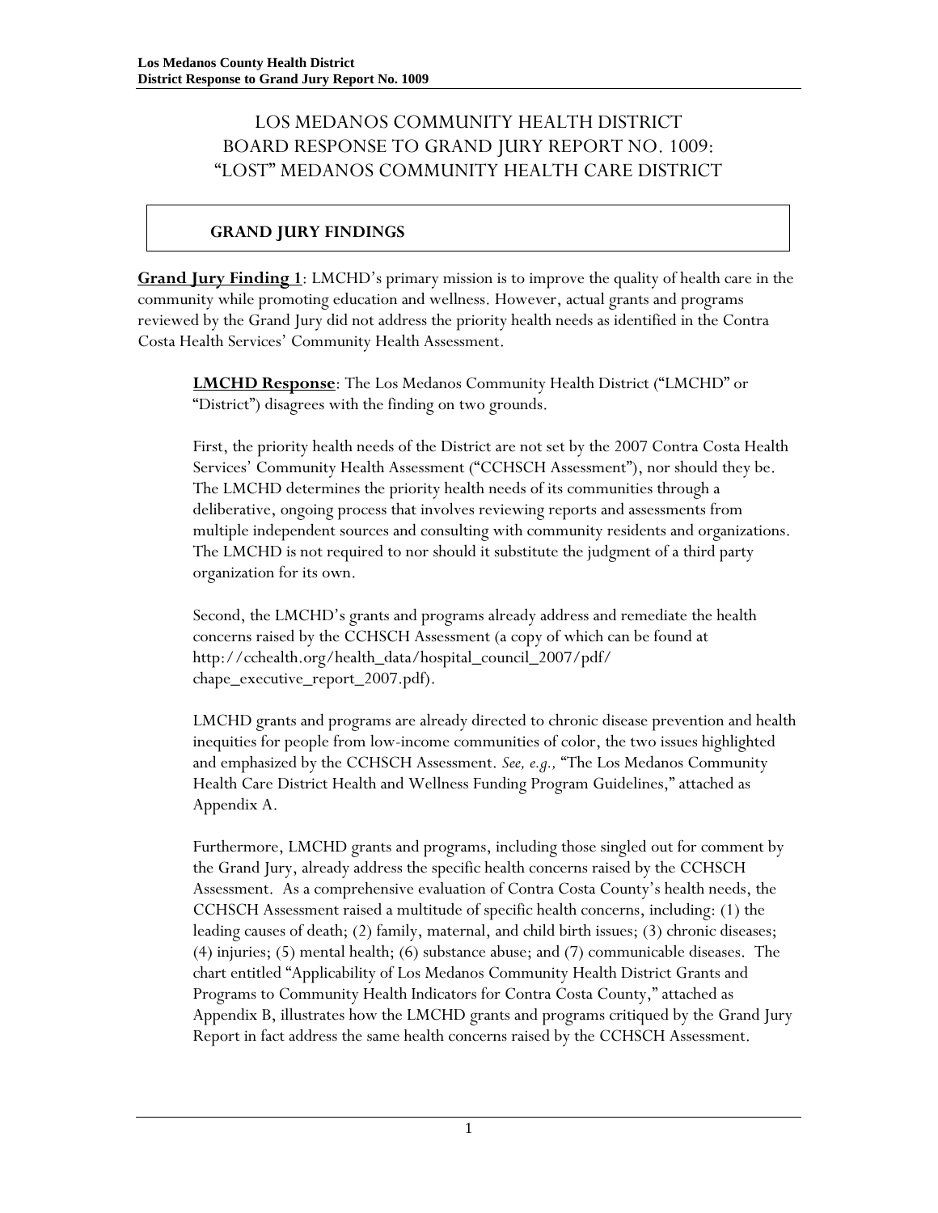# LOS MEDANOS COMMUNITY HEALTH DISTRICT
# BOARD RESPONSE TO GRAND JURY REPORT NO. 1009: "LOST" MEDANOS COMMUNITY HEALTH CARE DISTRICT

## GRAND JURY FINDINGS

**Grand Jury Finding 1**: LMCHD's primary mission is to improve the quality of health care in the community while promoting education and wellness. However, actual grants and programs reviewed by the Grand Jury did not address the priority health needs as identified in the Contra Costa Health Services' Community Health Assessment.

> **LMCHD Response**: The Los Medanos Community Health District ("LMCHD" or "District") disagrees with the finding on two grounds.
>
> First, the priority health needs of the District are not set by the 2007 Contra Costa Health Services' Community Health Assessment ("CCHSCH Assessment"), nor should they be. The LMCHD determines the priority health needs of its communities through a deliberative, ongoing process that involves reviewing reports and assessments from multiple independent sources and consulting with community residents and organizations. The LMCHD is not required to nor should it substitute the judgment of a third party organization for its own.
>
> Second, the LMCHD's grants and programs already address and remediate the health concerns raised by the CCHSCH Assessment (a copy of which can be found at http://cchealth.org/health_data/hospital_council_2007/pdf/chape_executive_report_2007.pdf).
>
> LMCHD grants and programs are already directed to chronic disease prevention and health inequities for people from low-income communities of color, the two issues highlighted and emphasized by the CCHSCH Assessment. *See, e.g.,* "The Los Medanos Community Health Care District Health and Wellness Funding Program Guidelines," attached as Appendix A.
>
> Furthermore, LMCHD grants and programs, including those singled out for comment by the Grand Jury, already address the specific health concerns raised by the CCHSCH Assessment. As a comprehensive evaluation of Contra Costa County's health needs, the CCHSCH Assessment raised a multitude of specific health concerns, including: (1) the leading causes of death; (2) family, maternal, and child birth issues; (3) chronic diseases; (4) injuries; (5) mental health; (6) substance abuse; and (7) communicable diseases. The chart entitled "Applicability of Los Medanos Community Health District Grants and Programs to Community Health Indicators for Contra Costa County," attached as Appendix B, illustrates how the LMCHD grants and programs critiqued by the Grand Jury Report in fact address the same health concerns raised by the CCHSCH Assessment.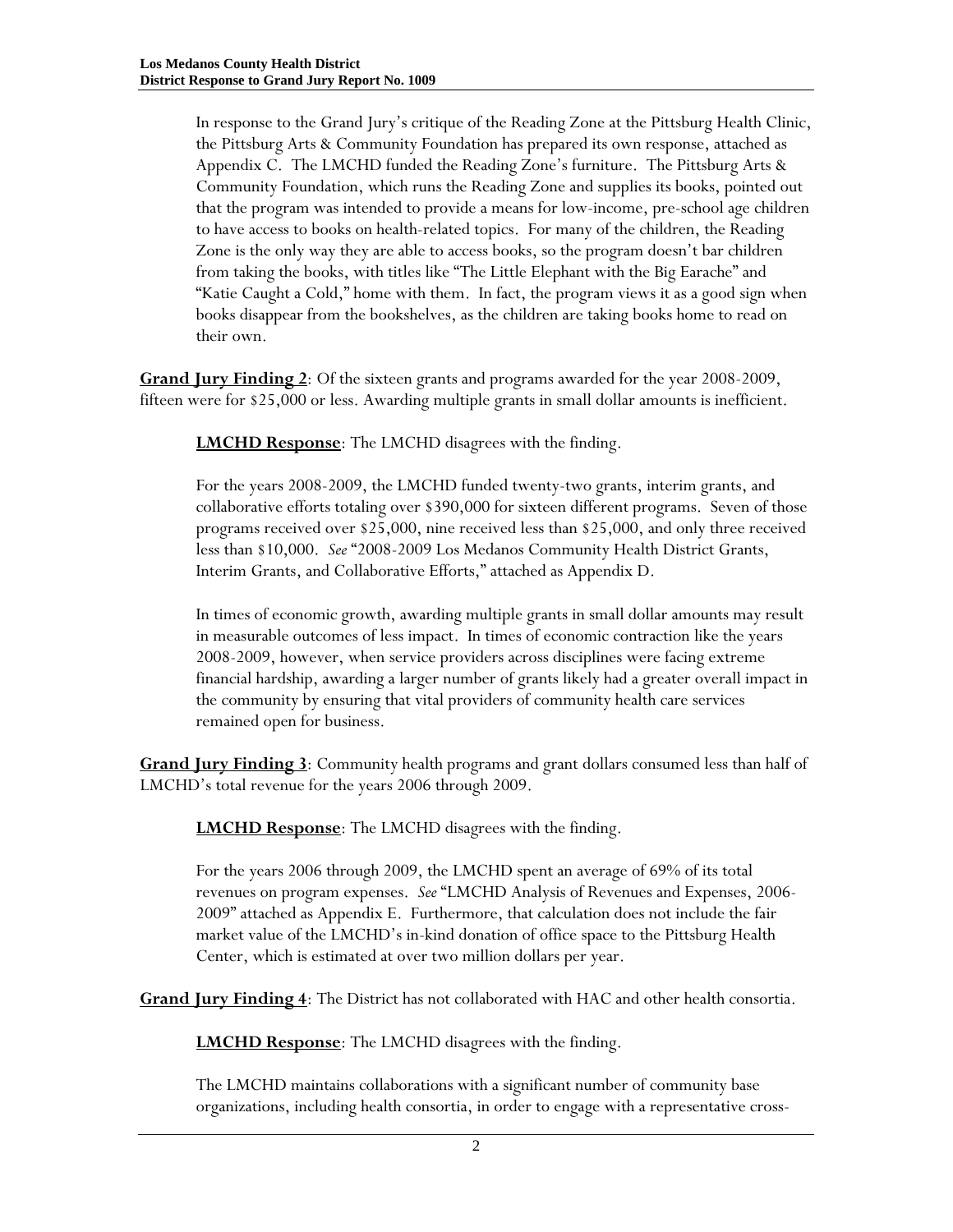In response to the Grand Jury's critique of the Reading Zone at the Pittsburg Health Clinic, the Pittsburg Arts & Community Foundation has prepared its own response, attached as Appendix C. The LMCHD funded the Reading Zone's furniture. The Pittsburg Arts & Community Foundation, which runs the Reading Zone and supplies its books, pointed out that the program was intended to provide a means for low-income, pre-school age children to have access to books on health-related topics. For many of the children, the Reading Zone is the only way they are able to access books, so the program doesn't bar children from taking the books, with titles like "The Little Elephant with the Big Earache" and "Katie Caught a Cold," home with them. In fact, the program views it as a good sign when books disappear from the bookshelves, as the children are taking books home to read on their own.

**Grand Jury Finding 2**: Of the sixteen grants and programs awarded for the year 2008-2009, fifteen were for $25,000 or less. Awarding multiple grants in small dollar amounts is inefficient.

**LMCHD Response**: The LMCHD disagrees with the finding.

For the years 2008-2009, the LMCHD funded twenty-two grants, interim grants, and collaborative efforts totaling over $390,000 for sixteen different programs. Seven of those programs received over $25,000, nine received less than $25,000, and only three received less than $10,000. *See* "2008-2009 Los Medanos Community Health District Grants, Interim Grants, and Collaborative Efforts," attached as Appendix D.

In times of economic growth, awarding multiple grants in small dollar amounts may result in measurable outcomes of less impact. In times of economic contraction like the years 2008-2009, however, when service providers across disciplines were facing extreme financial hardship, awarding a larger number of grants likely had a greater overall impact in the community by ensuring that vital providers of community health care services remained open for business.

**Grand Jury Finding 3**: Community health programs and grant dollars consumed less than half of LMCHD's total revenue for the years 2006 through 2009.

**LMCHD Response**: The LMCHD disagrees with the finding.

For the years 2006 through 2009, the LMCHD spent an average of 69% of its total revenues on program expenses. *See* "LMCHD Analysis of Revenues and Expenses, 2006-2009" attached as Appendix E. Furthermore, that calculation does not include the fair market value of the LMCHD's in-kind donation of office space to the Pittsburg Health Center, which is estimated at over two million dollars per year.

**Grand Jury Finding 4**: The District has not collaborated with HAC and other health consortia.

**LMCHD Response**: The LMCHD disagrees with the finding.

The LMCHD maintains collaborations with a significant number of community base organizations, including health consortia, in order to engage with a representative cross-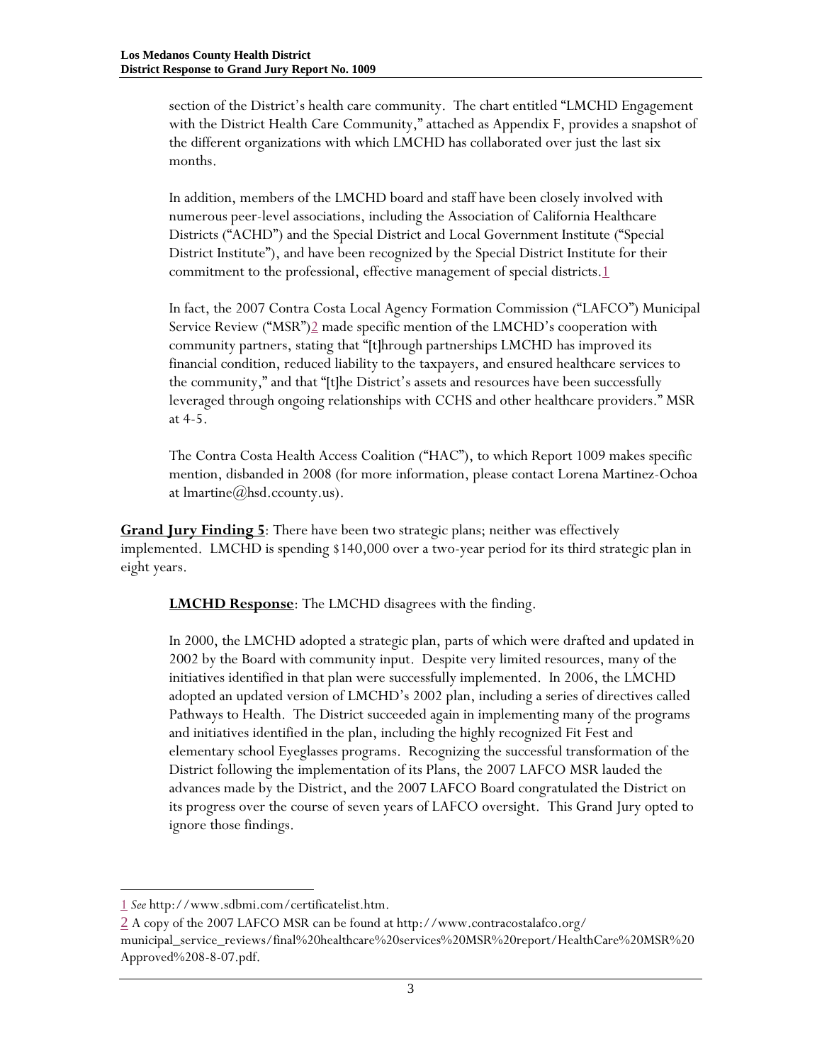section of the District's health care community. The chart entitled "LMCHD Engagement with the District Health Care Community," attached as Appendix F, provides a snapshot of the different organizations with which LMCHD has collaborated over just the last six months.

In addition, members of the LMCHD board and staff have been closely involved with numerous peer-level associations, including the Association of California Healthcare Districts ("ACHD") and the Special District and Local Government Institute ("Special District Institute"), and have been recognized by the Special District Institute for their commitment to the professional, effective management of special districts.[1]

In fact, the 2007 Contra Costa Local Agency Formation Commission ("LAFCO") Municipal Service Review ("MSR")[2] made specific mention of the LMCHD's cooperation with community partners, stating that "[t]hrough partnerships LMCHD has improved its financial condition, reduced liability to the taxpayers, and ensured healthcare services to the community," and that "[t]he District's assets and resources have been successfully leveraged through ongoing relationships with CCHS and other healthcare providers." MSR at 4-5.

The Contra Costa Health Access Coalition ("HAC"), to which Report 1009 makes specific mention, disbanded in 2008 (for more information, please contact Lorena Martinez-Ochoa at lmartine@hsd.ccounty.us).

**Grand Jury Finding 5**: There have been two strategic plans; neither was effectively implemented. LMCHD is spending $140,000 over a two-year period for its third strategic plan in eight years.

**LMCHD Response**: The LMCHD disagrees with the finding.

In 2000, the LMCHD adopted a strategic plan, parts of which were drafted and updated in 2002 by the Board with community input. Despite very limited resources, many of the initiatives identified in that plan were successfully implemented. In 2006, the LMCHD adopted an updated version of LMCHD's 2002 plan, including a series of directives called Pathways to Health. The District succeeded again in implementing many of the programs and initiatives identified in the plan, including the highly recognized Fit Fest and elementary school Eyeglasses programs. Recognizing the successful transformation of the District following the implementation of its Plans, the 2007 LAFCO MSR lauded the advances made by the District, and the 2007 LAFCO Board congratulated the District on its progress over the course of seven years of LAFCO oversight. This Grand Jury opted to ignore those findings.

---

[1] *See* http://www.sdbmi.com/certificatelist.htm.

[2] A copy of the 2007 LAFCO MSR can be found at http://www.contracostalafco.org/municipal_service_reviews/final%20healthcare%20services%20MSR%20report/HealthCare%20MSR%20Approved%208-8-07.pdf.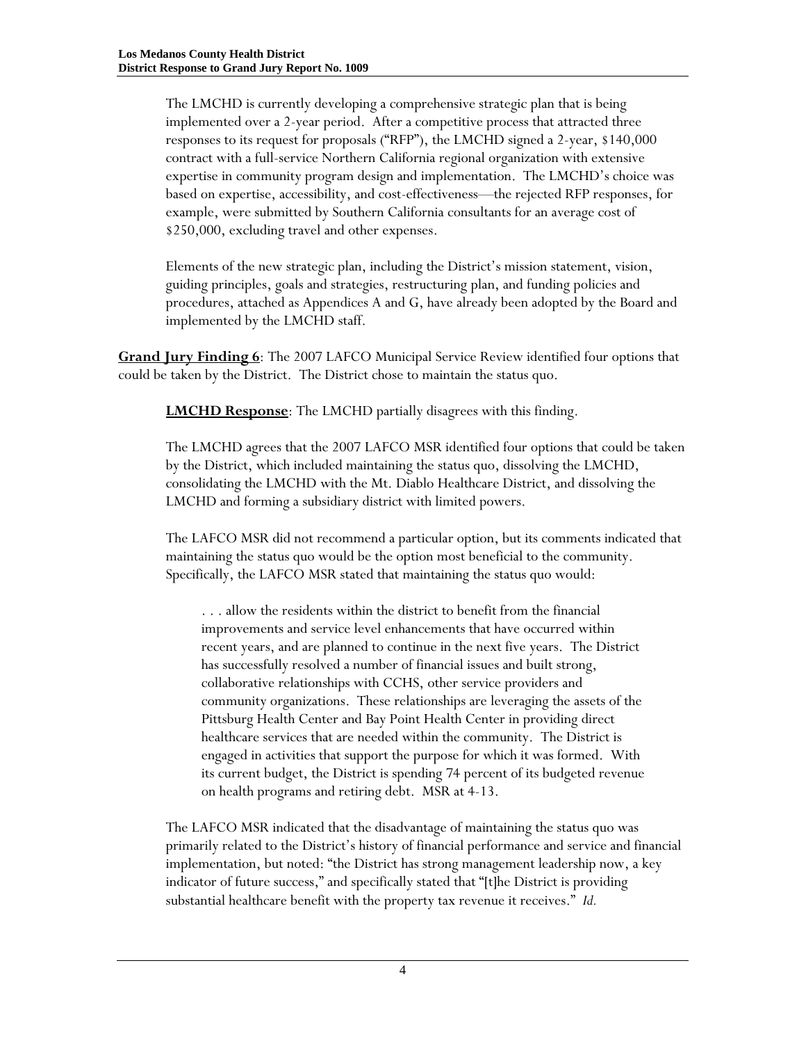The LMCHD is currently developing a comprehensive strategic plan that is being implemented over a 2-year period. After a competitive process that attracted three responses to its request for proposals ("RFP"), the LMCHD signed a 2-year, $140,000 contract with a full-service Northern California regional organization with extensive expertise in community program design and implementation. The LMCHD's choice was based on expertise, accessibility, and cost-effectiveness—the rejected RFP responses, for example, were submitted by Southern California consultants for an average cost of $250,000, excluding travel and other expenses.

Elements of the new strategic plan, including the District's mission statement, vision, guiding principles, goals and strategies, restructuring plan, and funding policies and procedures, attached as Appendices A and G, have already been adopted by the Board and implemented by the LMCHD staff.

**Grand Jury Finding 6**: The 2007 LAFCO Municipal Service Review identified four options that could be taken by the District. The District chose to maintain the status quo.

**LMCHD Response**: The LMCHD partially disagrees with this finding.

The LMCHD agrees that the 2007 LAFCO MSR identified four options that could be taken by the District, which included maintaining the status quo, dissolving the LMCHD, consolidating the LMCHD with the Mt. Diablo Healthcare District, and dissolving the LMCHD and forming a subsidiary district with limited powers.

The LAFCO MSR did not recommend a particular option, but its comments indicated that maintaining the status quo would be the option most beneficial to the community. Specifically, the LAFCO MSR stated that maintaining the status quo would:

> . . . allow the residents within the district to benefit from the financial improvements and service level enhancements that have occurred within recent years, and are planned to continue in the next five years. The District has successfully resolved a number of financial issues and built strong, collaborative relationships with CCHS, other service providers and community organizations. These relationships are leveraging the assets of the Pittsburg Health Center and Bay Point Health Center in providing direct healthcare services that are needed within the community. The District is engaged in activities that support the purpose for which it was formed. With its current budget, the District is spending 74 percent of its budgeted revenue on health programs and retiring debt. MSR at 4-13.

The LAFCO MSR indicated that the disadvantage of maintaining the status quo was primarily related to the District's history of financial performance and service and financial implementation, but noted: "the District has strong management leadership now, a key indicator of future success," and specifically stated that "[t]he District is providing substantial healthcare benefit with the property tax revenue it receives." *Id.*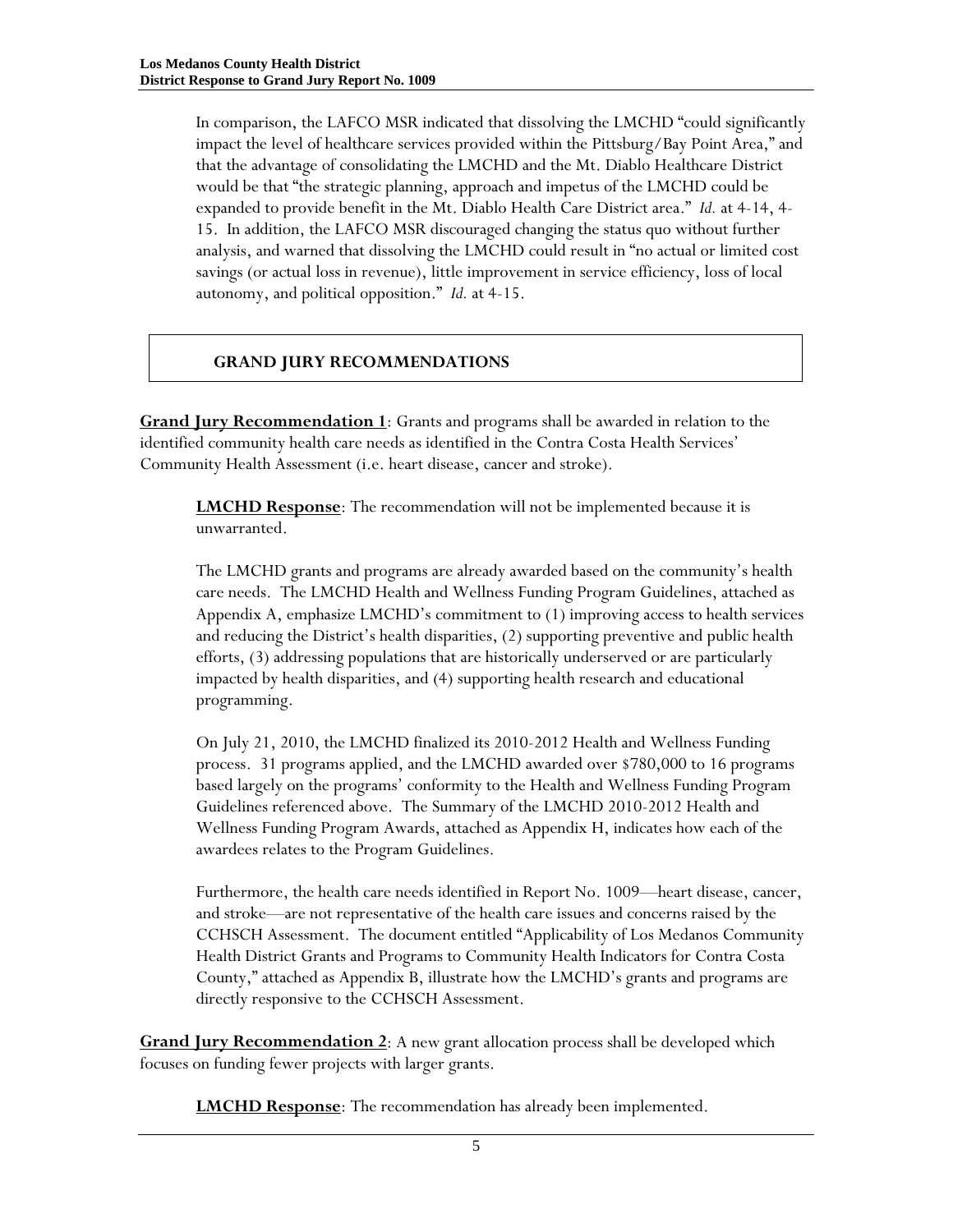In comparison, the LAFCO MSR indicated that dissolving the LMCHD "could significantly impact the level of healthcare services provided within the Pittsburg/Bay Point Area," and that the advantage of consolidating the LMCHD and the Mt. Diablo Healthcare District would be that "the strategic planning, approach and impetus of the LMCHD could be expanded to provide benefit in the Mt. Diablo Health Care District area." *Id.* at 4-14, 4-15. In addition, the LAFCO MSR discouraged changing the status quo without further analysis, and warned that dissolving the LMCHD could result in "no actual or limited cost savings (or actual loss in revenue), little improvement in service efficiency, loss of local autonomy, and political opposition." *Id.* at 4-15.

## GRAND JURY RECOMMENDATIONS

**Grand Jury Recommendation 1**: Grants and programs shall be awarded in relation to the identified community health care needs as identified in the Contra Costa Health Services' Community Health Assessment (i.e. heart disease, cancer and stroke).

**LMCHD Response**: The recommendation will not be implemented because it is unwarranted.

The LMCHD grants and programs are already awarded based on the community's health care needs. The LMCHD Health and Wellness Funding Program Guidelines, attached as Appendix A, emphasize LMCHD's commitment to (1) improving access to health services and reducing the District's health disparities, (2) supporting preventive and public health efforts, (3) addressing populations that are historically underserved or are particularly impacted by health disparities, and (4) supporting health research and educational programming.

On July 21, 2010, the LMCHD finalized its 2010-2012 Health and Wellness Funding process. 31 programs applied, and the LMCHD awarded over $780,000 to 16 programs based largely on the programs' conformity to the Health and Wellness Funding Program Guidelines referenced above. The Summary of the LMCHD 2010-2012 Health and Wellness Funding Program Awards, attached as Appendix H, indicates how each of the awardees relates to the Program Guidelines.

Furthermore, the health care needs identified in Report No. 1009—heart disease, cancer, and stroke—are not representative of the health care issues and concerns raised by the CCHSCH Assessment. The document entitled "Applicability of Los Medanos Community Health District Grants and Programs to Community Health Indicators for Contra Costa County," attached as Appendix B, illustrate how the LMCHD's grants and programs are directly responsive to the CCHSCH Assessment.

**Grand Jury Recommendation 2**: A new grant allocation process shall be developed which focuses on funding fewer projects with larger grants.

**LMCHD Response**: The recommendation has already been implemented.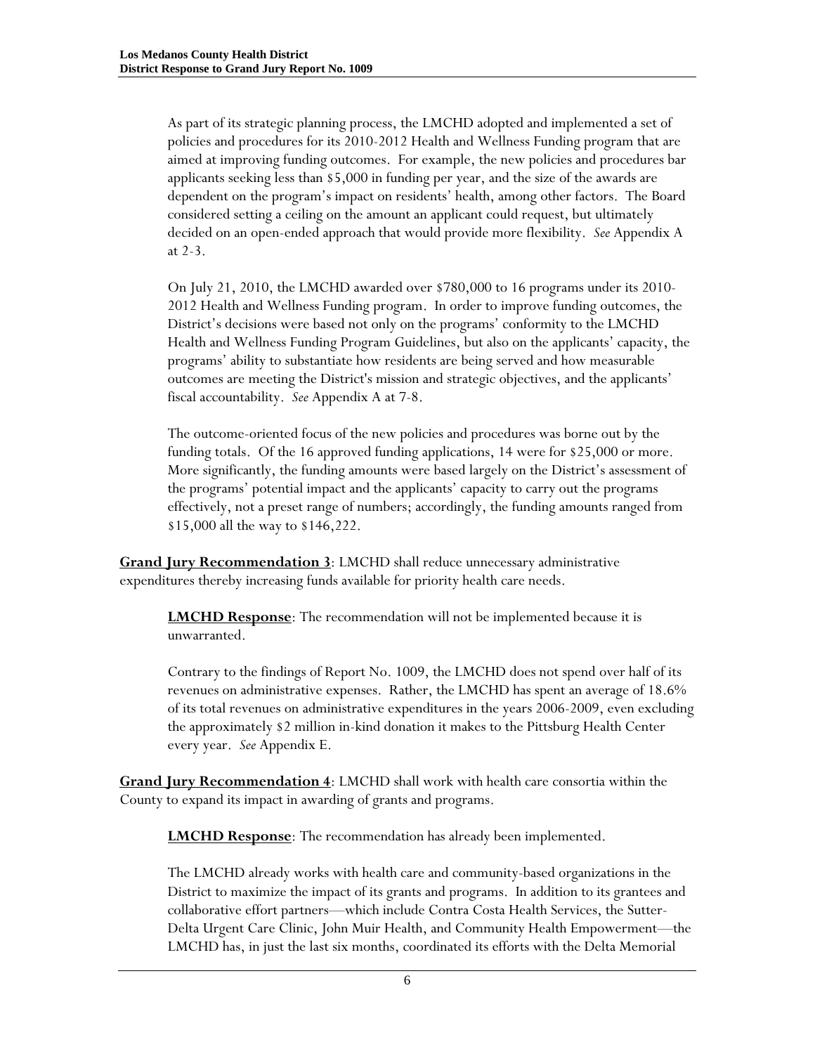As part of its strategic planning process, the LMCHD adopted and implemented a set of policies and procedures for its 2010-2012 Health and Wellness Funding program that are aimed at improving funding outcomes. For example, the new policies and procedures bar applicants seeking less than $5,000 in funding per year, and the size of the awards are dependent on the program's impact on residents' health, among other factors. The Board considered setting a ceiling on the amount an applicant could request, but ultimately decided on an open-ended approach that would provide more flexibility. *See* Appendix A at 2-3.

On July 21, 2010, the LMCHD awarded over $780,000 to 16 programs under its 2010-2012 Health and Wellness Funding program. In order to improve funding outcomes, the District's decisions were based not only on the programs' conformity to the LMCHD Health and Wellness Funding Program Guidelines, but also on the applicants' capacity, the programs' ability to substantiate how residents are being served and how measurable outcomes are meeting the District's mission and strategic objectives, and the applicants' fiscal accountability. *See* Appendix A at 7-8.

The outcome-oriented focus of the new policies and procedures was borne out by the funding totals. Of the 16 approved funding applications, 14 were for $25,000 or more. More significantly, the funding amounts were based largely on the District's assessment of the programs' potential impact and the applicants' capacity to carry out the programs effectively, not a preset range of numbers; accordingly, the funding amounts ranged from $15,000 all the way to $146,222.

**Grand Jury Recommendation 3**: LMCHD shall reduce unnecessary administrative expenditures thereby increasing funds available for priority health care needs.

**LMCHD Response**: The recommendation will not be implemented because it is unwarranted.

Contrary to the findings of Report No. 1009, the LMCHD does not spend over half of its revenues on administrative expenses. Rather, the LMCHD has spent an average of 18.6% of its total revenues on administrative expenditures in the years 2006-2009, even excluding the approximately $2 million in-kind donation it makes to the Pittsburg Health Center every year. *See* Appendix E.

**Grand Jury Recommendation 4**: LMCHD shall work with health care consortia within the County to expand its impact in awarding of grants and programs.

**LMCHD Response**: The recommendation has already been implemented.

The LMCHD already works with health care and community-based organizations in the District to maximize the impact of its grants and programs. In addition to its grantees and collaborative effort partners—which include Contra Costa Health Services, the Sutter-Delta Urgent Care Clinic, John Muir Health, and Community Health Empowerment—the LMCHD has, in just the last six months, coordinated its efforts with the Delta Memorial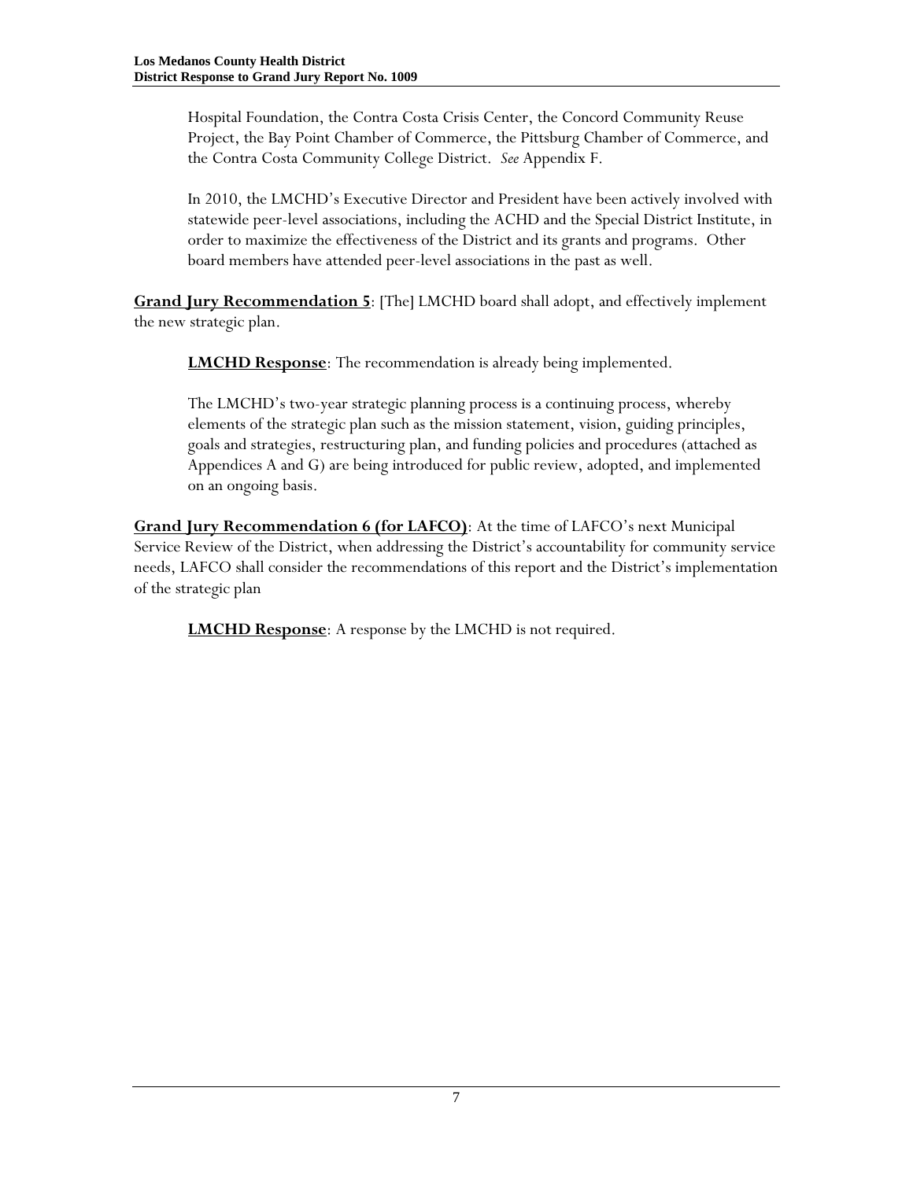Hospital Foundation, the Contra Costa Crisis Center, the Concord Community Reuse Project, the Bay Point Chamber of Commerce, the Pittsburg Chamber of Commerce, and the Contra Costa Community College District. *See* Appendix F.

In 2010, the LMCHD's Executive Director and President have been actively involved with statewide peer-level associations, including the ACHD and the Special District Institute, in order to maximize the effectiveness of the District and its grants and programs. Other board members have attended peer-level associations in the past as well.

**Grand Jury Recommendation 5**: [The] LMCHD board shall adopt, and effectively implement the new strategic plan.

**LMCHD Response**: The recommendation is already being implemented.

The LMCHD's two-year strategic planning process is a continuing process, whereby elements of the strategic plan such as the mission statement, vision, guiding principles, goals and strategies, restructuring plan, and funding policies and procedures (attached as Appendices A and G) are being introduced for public review, adopted, and implemented on an ongoing basis.

**Grand Jury Recommendation 6 (for LAFCO)**: At the time of LAFCO's next Municipal Service Review of the District, when addressing the District's accountability for community service needs, LAFCO shall consider the recommendations of this report and the District's implementation of the strategic plan

**LMCHD Response**: A response by the LMCHD is not required.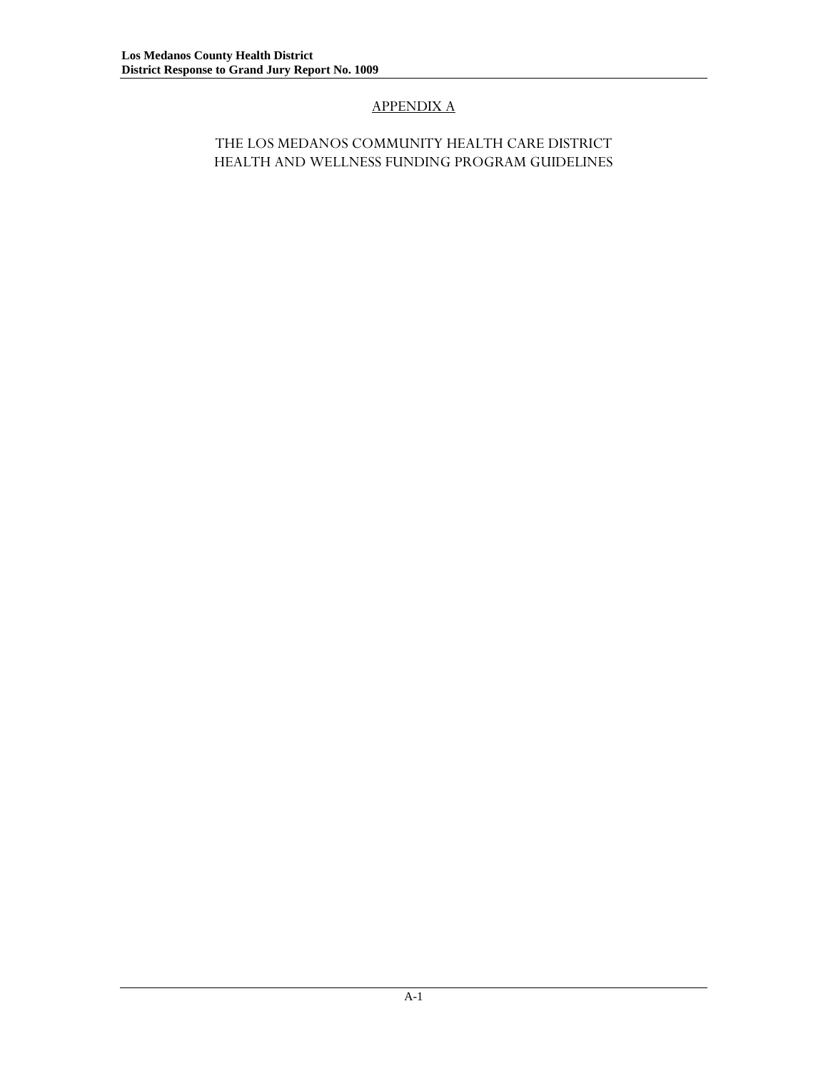# APPENDIX A

## THE LOS MEDANOS COMMUNITY HEALTH CARE DISTRICT HEALTH AND WELLNESS FUNDING PROGRAM GUIDELINES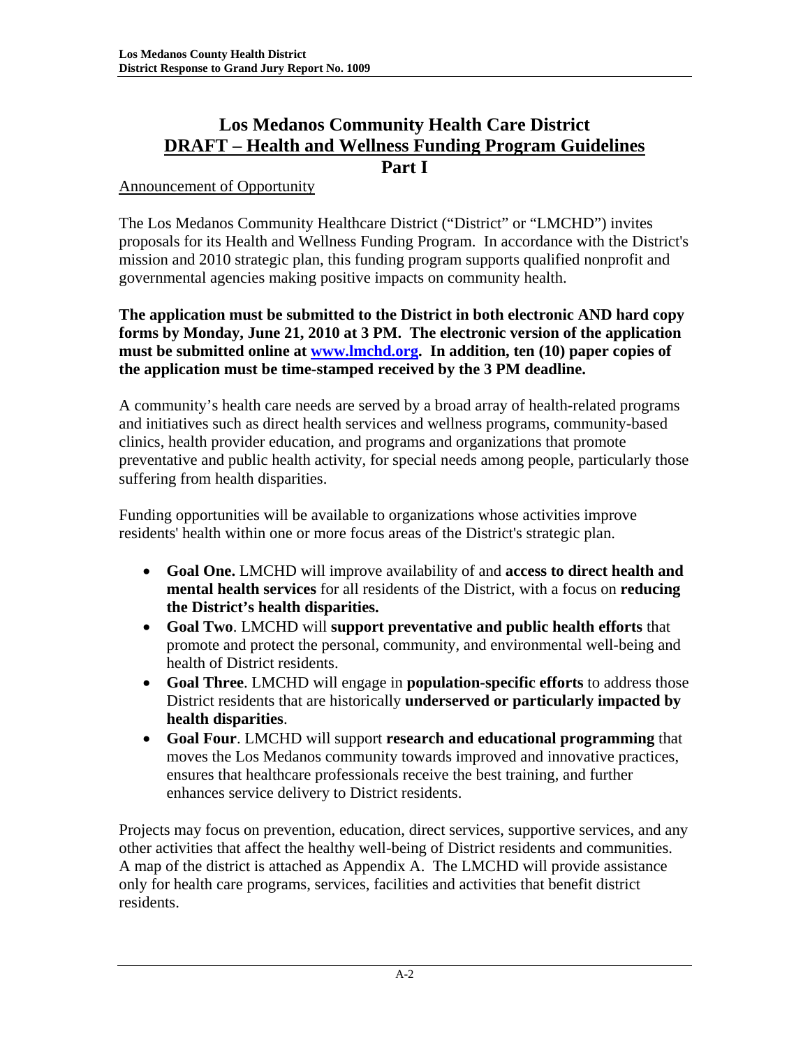# Los Medanos Community Health Care District

## DRAFT – Health and Wellness Funding Program Guidelines

## Part I

Announcement of Opportunity

The Los Medanos Community Healthcare District ("District" or "LMCHD") invites proposals for its Health and Wellness Funding Program. In accordance with the District's mission and 2010 strategic plan, this funding program supports qualified nonprofit and governmental agencies making positive impacts on community health.

**The application must be submitted to the District in both electronic AND hard copy forms by Monday, June 21, 2010 at 3 PM. The electronic version of the application must be submitted online at [www.lmchd.org](www.lmchd.org). In addition, ten (10) paper copies of the application must be time-stamped received by the 3 PM deadline.**

A community's health care needs are served by a broad array of health-related programs and initiatives such as direct health services and wellness programs, community-based clinics, health provider education, and programs and organizations that promote preventative and public health activity, for special needs among people, particularly those suffering from health disparities.

Funding opportunities will be available to organizations whose activities improve residents' health within one or more focus areas of the District's strategic plan.

- **Goal One.** LMCHD will improve availability of and **access to direct health and mental health services** for all residents of the District, with a focus on **reducing the District's health disparities.**
- **Goal Two**. LMCHD will **support preventative and public health efforts** that promote and protect the personal, community, and environmental well-being and health of District residents.
- **Goal Three**. LMCHD will engage in **population-specific efforts** to address those District residents that are historically **underserved or particularly impacted by health disparities**.
- **Goal Four**. LMCHD will support **research and educational programming** that moves the Los Medanos community towards improved and innovative practices, ensures that healthcare professionals receive the best training, and further enhances service delivery to District residents.

Projects may focus on prevention, education, direct services, supportive services, and any other activities that affect the healthy well-being of District residents and communities. A map of the district is attached as Appendix A. The LMCHD will provide assistance only for health care programs, services, facilities and activities that benefit district residents.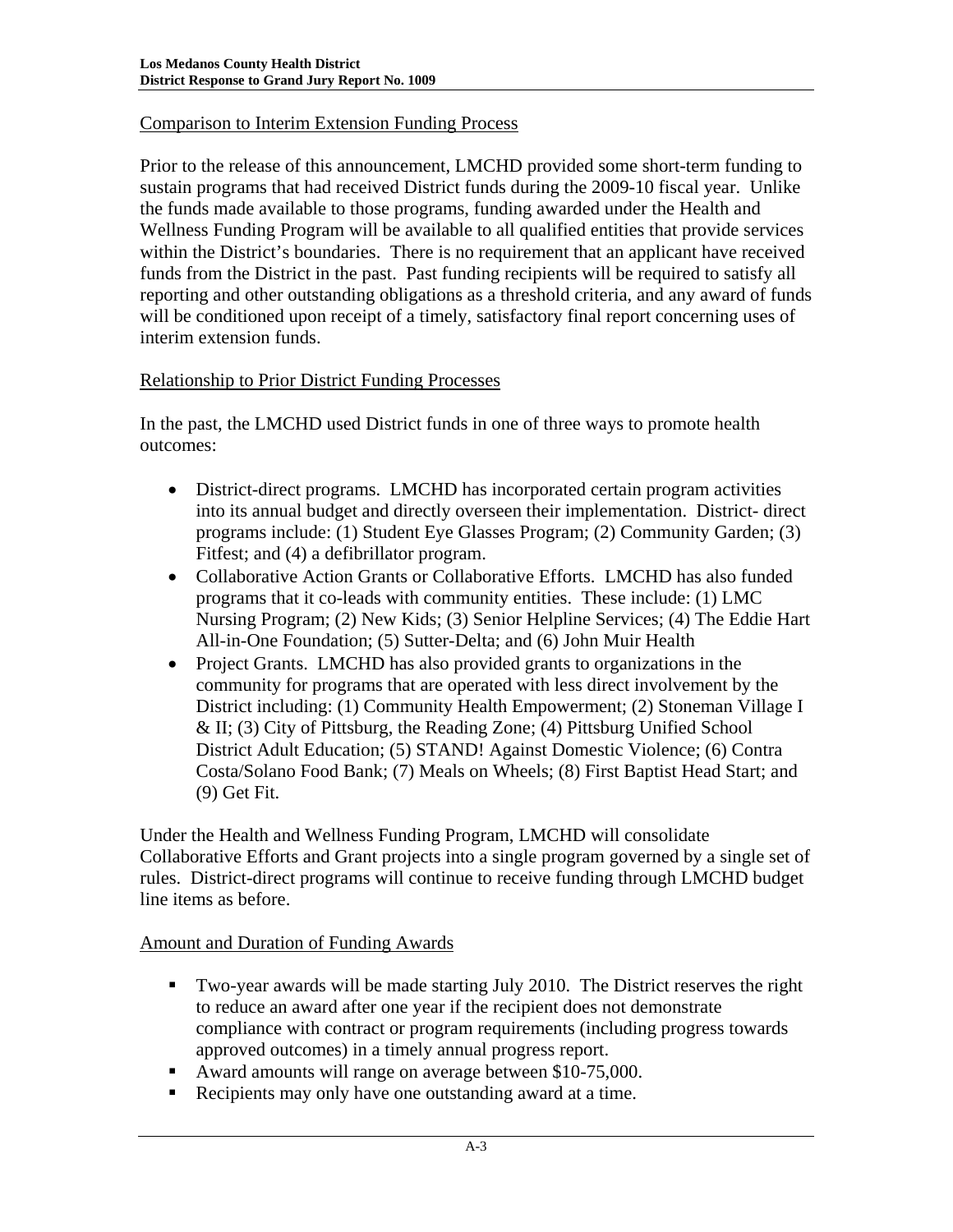Comparison to Interim Extension Funding Process

Prior to the release of this announcement, LMCHD provided some short-term funding to sustain programs that had received District funds during the 2009-10 fiscal year. Unlike the funds made available to those programs, funding awarded under the Health and Wellness Funding Program will be available to all qualified entities that provide services within the District's boundaries. There is no requirement that an applicant have received funds from the District in the past. Past funding recipients will be required to satisfy all reporting and other outstanding obligations as a threshold criteria, and any award of funds will be conditioned upon receipt of a timely, satisfactory final report concerning uses of interim extension funds.

Relationship to Prior District Funding Processes

In the past, the LMCHD used District funds in one of three ways to promote health outcomes:

- District-direct programs. LMCHD has incorporated certain program activities into its annual budget and directly overseen their implementation. District- direct programs include: (1) Student Eye Glasses Program; (2) Community Garden; (3) Fitfest; and (4) a defibrillator program.
- Collaborative Action Grants or Collaborative Efforts. LMCHD has also funded programs that it co-leads with community entities. These include: (1) LMC Nursing Program; (2) New Kids; (3) Senior Helpline Services; (4) The Eddie Hart All-in-One Foundation; (5) Sutter-Delta; and (6) John Muir Health
- Project Grants. LMCHD has also provided grants to organizations in the community for programs that are operated with less direct involvement by the District including: (1) Community Health Empowerment; (2) Stoneman Village I & II; (3) City of Pittsburg, the Reading Zone; (4) Pittsburg Unified School District Adult Education; (5) STAND! Against Domestic Violence; (6) Contra Costa/Solano Food Bank; (7) Meals on Wheels; (8) First Baptist Head Start; and (9) Get Fit.

Under the Health and Wellness Funding Program, LMCHD will consolidate Collaborative Efforts and Grant projects into a single program governed by a single set of rules. District-direct programs will continue to receive funding through LMCHD budget line items as before.

Amount and Duration of Funding Awards

- Two-year awards will be made starting July 2010. The District reserves the right to reduce an award after one year if the recipient does not demonstrate compliance with contract or program requirements (including progress towards approved outcomes) in a timely annual progress report.
- Award amounts will range on average between $10-75,000.
- Recipients may only have one outstanding award at a time.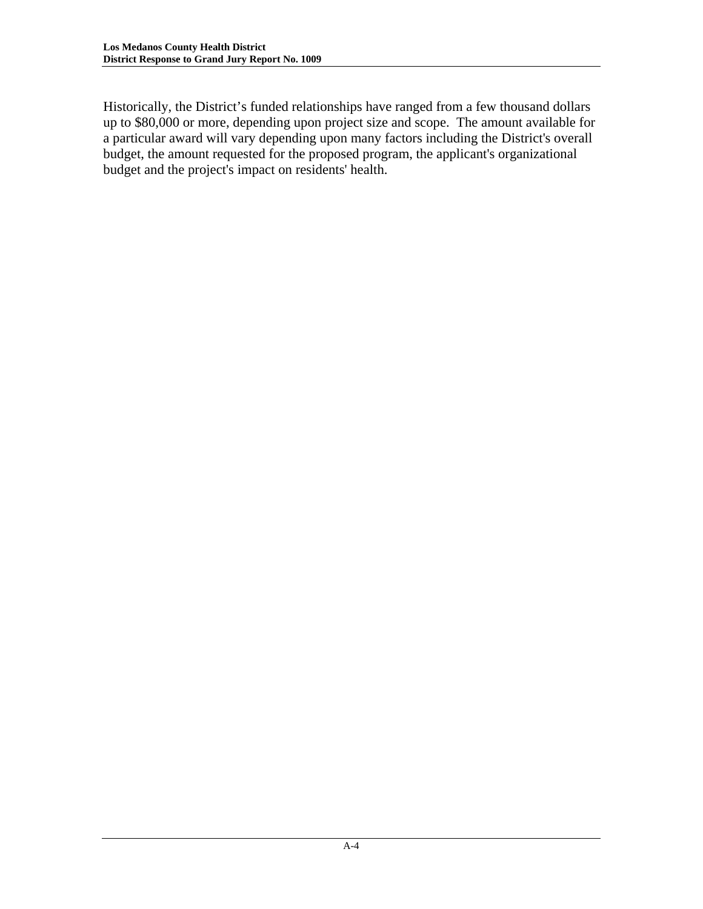Historically, the District’s funded relationships have ranged from a few thousand dollars up to $80,000 or more, depending upon project size and scope. The amount available for a particular award will vary depending upon many factors including the District's overall budget, the amount requested for the proposed program, the applicant's organizational budget and the project's impact on residents' health.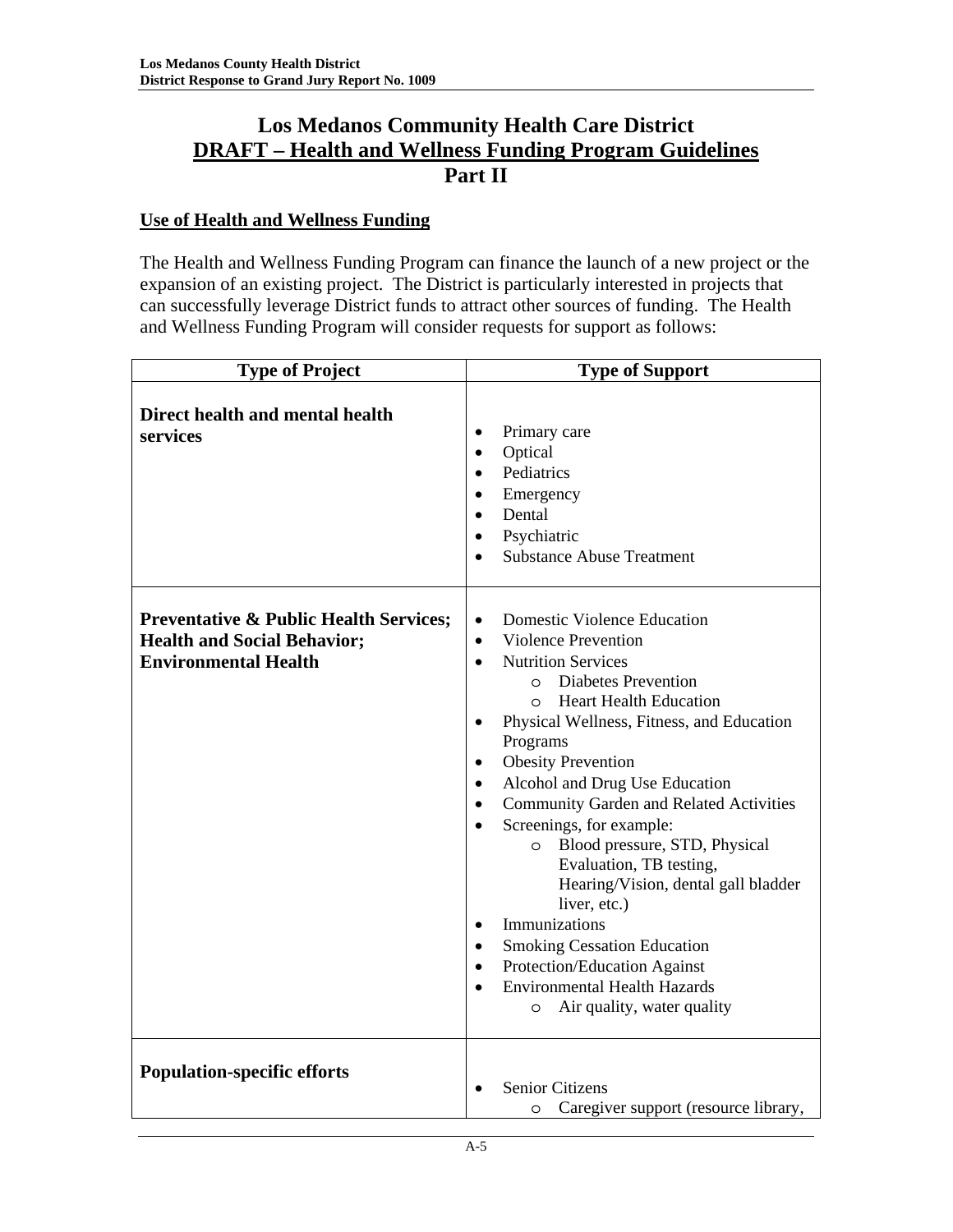# Los Medanos Community Health Care District
## DRAFT – Health and Wellness Funding Program Guidelines
## Part II

### Use of Health and Wellness Funding

The Health and Wellness Funding Program can finance the launch of a new project or the expansion of an existing project. The District is particularly interested in projects that can successfully leverage District funds to attract other sources of funding. The Health and Wellness Funding Program will consider requests for support as follows:

| Type of Project | Type of Support |
|---|---|
| **Direct health and mental health services** | • Primary care<br>• Optical<br>• Pediatrics<br>• Emergency<br>• Dental<br>• Psychiatric<br>• Substance Abuse Treatment |
| **Preventative & Public Health Services; Health and Social Behavior; Environmental Health** | • Domestic Violence Education<br>• Violence Prevention<br>• Nutrition Services<br>  ○ Diabetes Prevention<br>  ○ Heart Health Education<br>• Physical Wellness, Fitness, and Education Programs<br>• Obesity Prevention<br>• Alcohol and Drug Use Education<br>• Community Garden and Related Activities<br>• Screenings, for example:<br>  ○ Blood pressure, STD, Physical Evaluation, TB testing, Hearing/Vision, dental gall bladder liver, etc.)<br>• Immunizations<br>• Smoking Cessation Education<br>• Protection/Education Against<br>• Environmental Health Hazards<br>  ○ Air quality, water quality |
| **Population-specific efforts** | • Senior Citizens<br>  ○ Caregiver support (resource library, |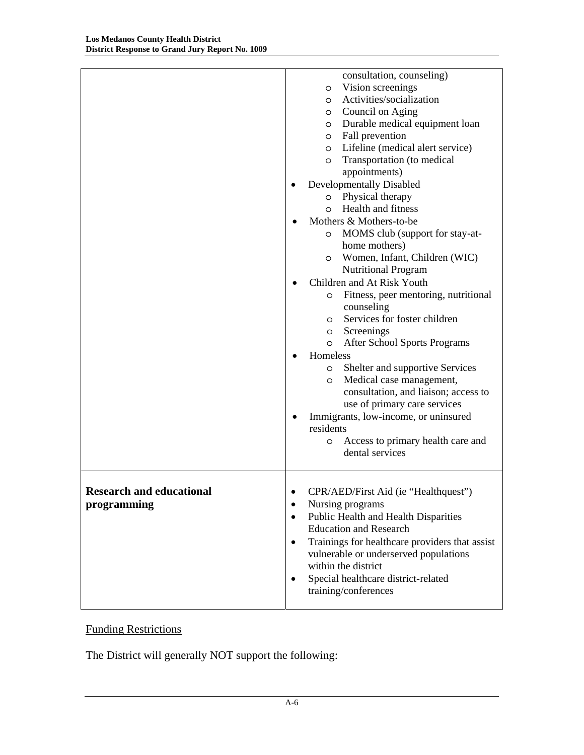| | |
|---|---|
| | consultation, counseling)<br>  - Vision screenings<br>  - Activities/socialization<br>  - Council on Aging<br>  - Durable medical equipment loan<br>  - Fall prevention<br>  - Lifeline (medical alert service)<br>  - Transportation (to medical appointments)<br>• Developmentally Disabled<br>  - Physical therapy<br>  - Health and fitness<br>• Mothers & Mothers-to-be<br>  - MOMS club (support for stay-at-home mothers)<br>  - Women, Infant, Children (WIC) Nutritional Program<br>• Children and At Risk Youth<br>  - Fitness, peer mentoring, nutritional counseling<br>  - Services for foster children<br>  - Screenings<br>  - After School Sports Programs<br>• Homeless<br>  - Shelter and supportive Services<br>  - Medical case management, consultation, and liaison; access to use of primary care services<br>• Immigrants, low-income, or uninsured residents<br>  - Access to primary health care and dental services |
| **Research and educational programming** | • CPR/AED/First Aid (ie "Healthquest")<br>• Nursing programs<br>• Public Health and Health Disparities Education and Research<br>• Trainings for healthcare providers that assist vulnerable or underserved populations within the district<br>• Special healthcare district-related training/conferences |

<u>Funding Restrictions</u>

The District will generally NOT support the following: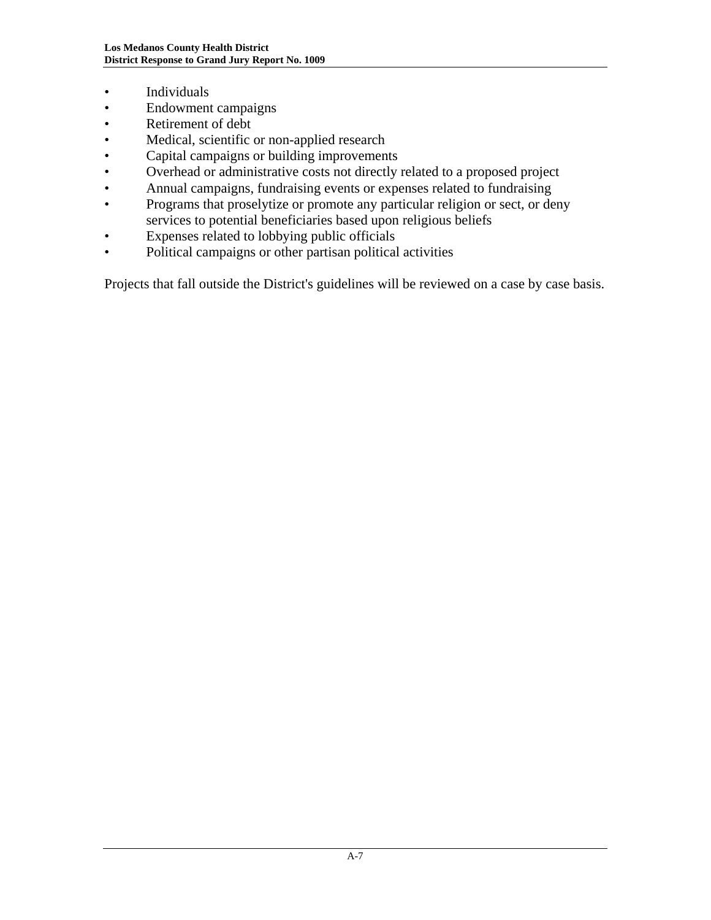- Individuals
- Endowment campaigns
- Retirement of debt
- Medical, scientific or non-applied research
- Capital campaigns or building improvements
- Overhead or administrative costs not directly related to a proposed project
- Annual campaigns, fundraising events or expenses related to fundraising
- Programs that proselytize or promote any particular religion or sect, or deny services to potential beneficiaries based upon religious beliefs
- Expenses related to lobbying public officials
- Political campaigns or other partisan political activities

Projects that fall outside the District's guidelines will be reviewed on a case by case basis.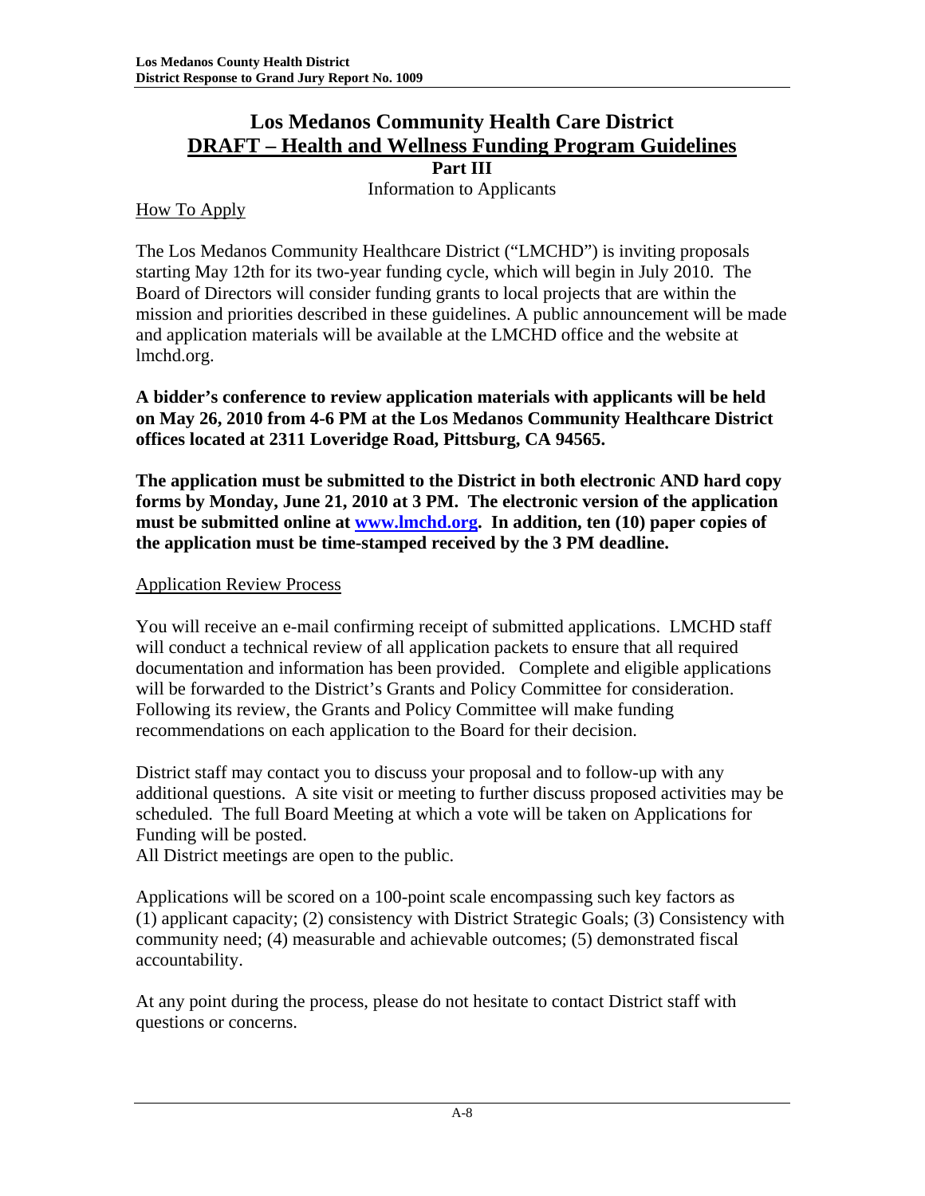# Los Medanos Community Health Care District
## DRAFT – Health and Wellness Funding Program Guidelines

**Part III**

Information to Applicants

How To Apply

The Los Medanos Community Healthcare District ("LMCHD") is inviting proposals starting May 12th for its two-year funding cycle, which will begin in July 2010. The Board of Directors will consider funding grants to local projects that are within the mission and priorities described in these guidelines. A public announcement will be made and application materials will be available at the LMCHD office and the website at lmchd.org.

**A bidder's conference to review application materials with applicants will be held on May 26, 2010 from 4-6 PM at the Los Medanos Community Healthcare District offices located at 2311 Loveridge Road, Pittsburg, CA 94565.**

**The application must be submitted to the District in both electronic AND hard copy forms by Monday, June 21, 2010 at 3 PM. The electronic version of the application must be submitted online at www.lmchd.org. In addition, ten (10) paper copies of the application must be time-stamped received by the 3 PM deadline.**

Application Review Process

You will receive an e-mail confirming receipt of submitted applications. LMCHD staff will conduct a technical review of all application packets to ensure that all required documentation and information has been provided. Complete and eligible applications will be forwarded to the District's Grants and Policy Committee for consideration. Following its review, the Grants and Policy Committee will make funding recommendations on each application to the Board for their decision.

District staff may contact you to discuss your proposal and to follow-up with any additional questions. A site visit or meeting to further discuss proposed activities may be scheduled. The full Board Meeting at which a vote will be taken on Applications for Funding will be posted.
All District meetings are open to the public.

Applications will be scored on a 100-point scale encompassing such key factors as (1) applicant capacity; (2) consistency with District Strategic Goals; (3) Consistency with community need; (4) measurable and achievable outcomes; (5) demonstrated fiscal accountability.

At any point during the process, please do not hesitate to contact District staff with questions or concerns.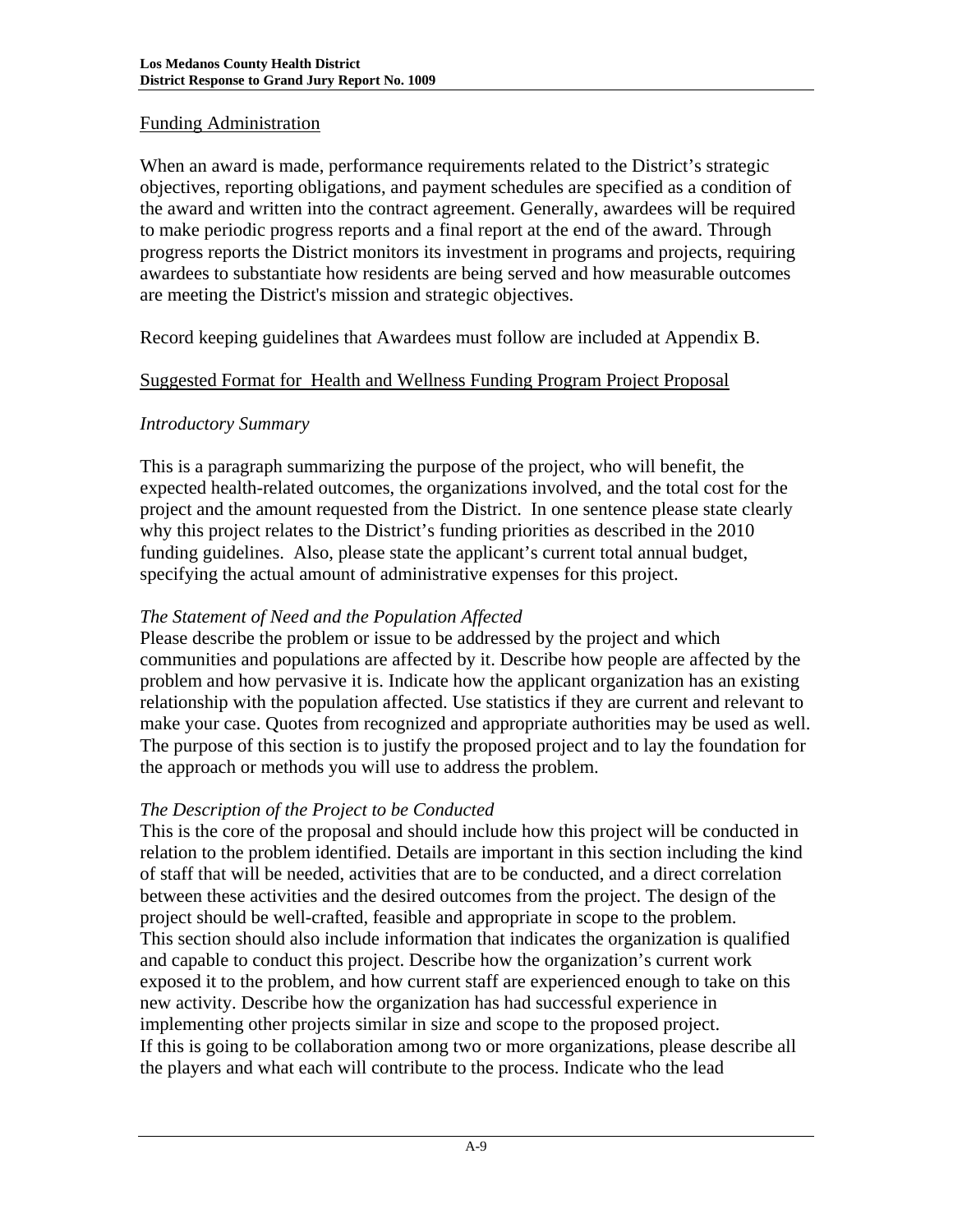Funding Administration

When an award is made, performance requirements related to the District's strategic objectives, reporting obligations, and payment schedules are specified as a condition of the award and written into the contract agreement. Generally, awardees will be required to make periodic progress reports and a final report at the end of the award. Through progress reports the District monitors its investment in programs and projects, requiring awardees to substantiate how residents are being served and how measurable outcomes are meeting the District's mission and strategic objectives.

Record keeping guidelines that Awardees must follow are included at Appendix B.

Suggested Format for Health and Wellness Funding Program Project Proposal

*Introductory Summary*

This is a paragraph summarizing the purpose of the project, who will benefit, the expected health-related outcomes, the organizations involved, and the total cost for the project and the amount requested from the District. In one sentence please state clearly why this project relates to the District's funding priorities as described in the 2010 funding guidelines. Also, please state the applicant's current total annual budget, specifying the actual amount of administrative expenses for this project.

*The Statement of Need and the Population Affected*

Please describe the problem or issue to be addressed by the project and which communities and populations are affected by it. Describe how people are affected by the problem and how pervasive it is. Indicate how the applicant organization has an existing relationship with the population affected. Use statistics if they are current and relevant to make your case. Quotes from recognized and appropriate authorities may be used as well. The purpose of this section is to justify the proposed project and to lay the foundation for the approach or methods you will use to address the problem.

*The Description of the Project to be Conducted*

This is the core of the proposal and should include how this project will be conducted in relation to the problem identified. Details are important in this section including the kind of staff that will be needed, activities that are to be conducted, and a direct correlation between these activities and the desired outcomes from the project. The design of the project should be well-crafted, feasible and appropriate in scope to the problem.
This section should also include information that indicates the organization is qualified and capable to conduct this project. Describe how the organization's current work exposed it to the problem, and how current staff are experienced enough to take on this new activity. Describe how the organization has had successful experience in implementing other projects similar in size and scope to the proposed project.
If this is going to be collaboration among two or more organizations, please describe all the players and what each will contribute to the process. Indicate who the lead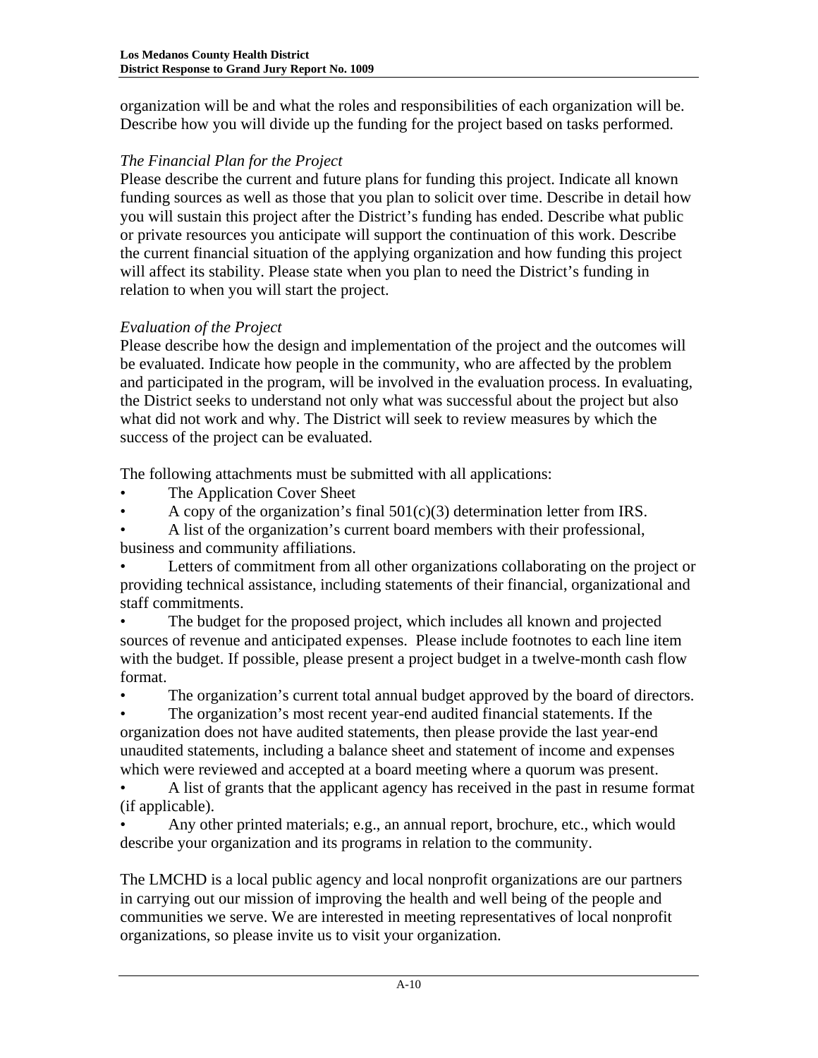organization will be and what the roles and responsibilities of each organization will be. Describe how you will divide up the funding for the project based on tasks performed.

*The Financial Plan for the Project*

Please describe the current and future plans for funding this project. Indicate all known funding sources as well as those that you plan to solicit over time. Describe in detail how you will sustain this project after the District's funding has ended. Describe what public or private resources you anticipate will support the continuation of this work. Describe the current financial situation of the applying organization and how funding this project will affect its stability. Please state when you plan to need the District's funding in relation to when you will start the project.

*Evaluation of the Project*

Please describe how the design and implementation of the project and the outcomes will be evaluated. Indicate how people in the community, who are affected by the problem and participated in the program, will be involved in the evaluation process. In evaluating, the District seeks to understand not only what was successful about the project but also what did not work and why. The District will seek to review measures by which the success of the project can be evaluated.

The following attachments must be submitted with all applications:

- The Application Cover Sheet
- A copy of the organization's final 501(c)(3) determination letter from IRS.
- A list of the organization's current board members with their professional, business and community affiliations.
- Letters of commitment from all other organizations collaborating on the project or providing technical assistance, including statements of their financial, organizational and staff commitments.
- The budget for the proposed project, which includes all known and projected sources of revenue and anticipated expenses. Please include footnotes to each line item with the budget. If possible, please present a project budget in a twelve-month cash flow format.
- The organization's current total annual budget approved by the board of directors.
- The organization's most recent year-end audited financial statements. If the organization does not have audited statements, then please provide the last year-end unaudited statements, including a balance sheet and statement of income and expenses which were reviewed and accepted at a board meeting where a quorum was present.
- A list of grants that the applicant agency has received in the past in resume format (if applicable).
- Any other printed materials; e.g., an annual report, brochure, etc., which would describe your organization and its programs in relation to the community.

The LMCHD is a local public agency and local nonprofit organizations are our partners in carrying out our mission of improving the health and well being of the people and communities we serve. We are interested in meeting representatives of local nonprofit organizations, so please invite us to visit your organization.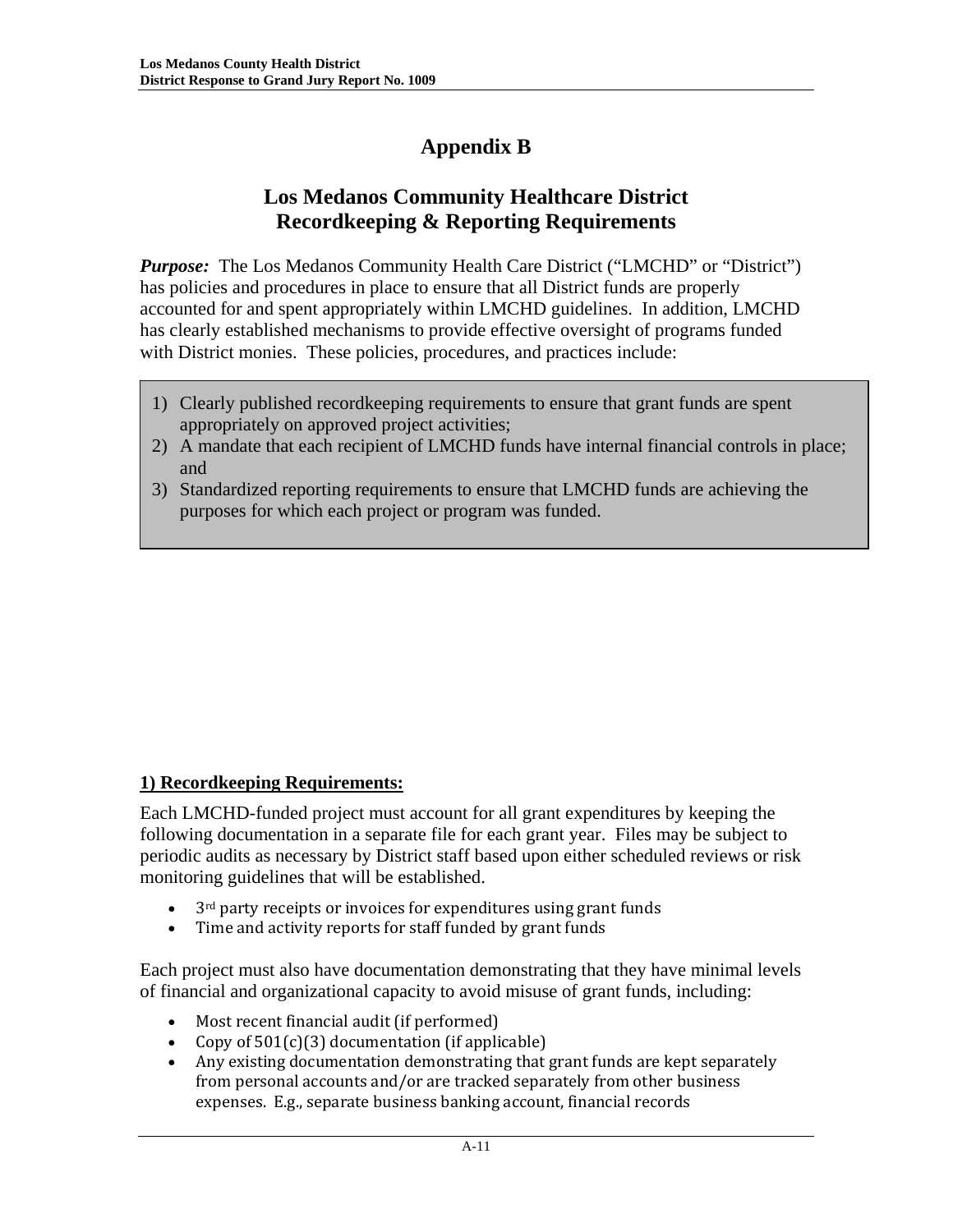# Appendix B

## Los Medanos Community Healthcare District
## Recordkeeping & Reporting Requirements

***Purpose:*** The Los Medanos Community Health Care District ("LMCHD" or "District") has policies and procedures in place to ensure that all District funds are properly accounted for and spent appropriately within LMCHD guidelines. In addition, LMCHD has clearly established mechanisms to provide effective oversight of programs funded with District monies. These policies, procedures, and practices include:

1) Clearly published recordkeeping requirements to ensure that grant funds are spent appropriately on approved project activities;
2) A mandate that each recipient of LMCHD funds have internal financial controls in place; and
3) Standardized reporting requirements to ensure that LMCHD funds are achieving the purposes for which each project or program was funded.

**1) Recordkeeping Requirements:**

Each LMCHD-funded project must account for all grant expenditures by keeping the following documentation in a separate file for each grant year. Files may be subject to periodic audits as necessary by District staff based upon either scheduled reviews or risk monitoring guidelines that will be established.

- 3rd party receipts or invoices for expenditures using grant funds
- Time and activity reports for staff funded by grant funds

Each project must also have documentation demonstrating that they have minimal levels of financial and organizational capacity to avoid misuse of grant funds, including:

- Most recent financial audit (if performed)
- Copy of 501(c)(3) documentation (if applicable)
- Any existing documentation demonstrating that grant funds are kept separately from personal accounts and/or are tracked separately from other business expenses. E.g., separate business banking account, financial records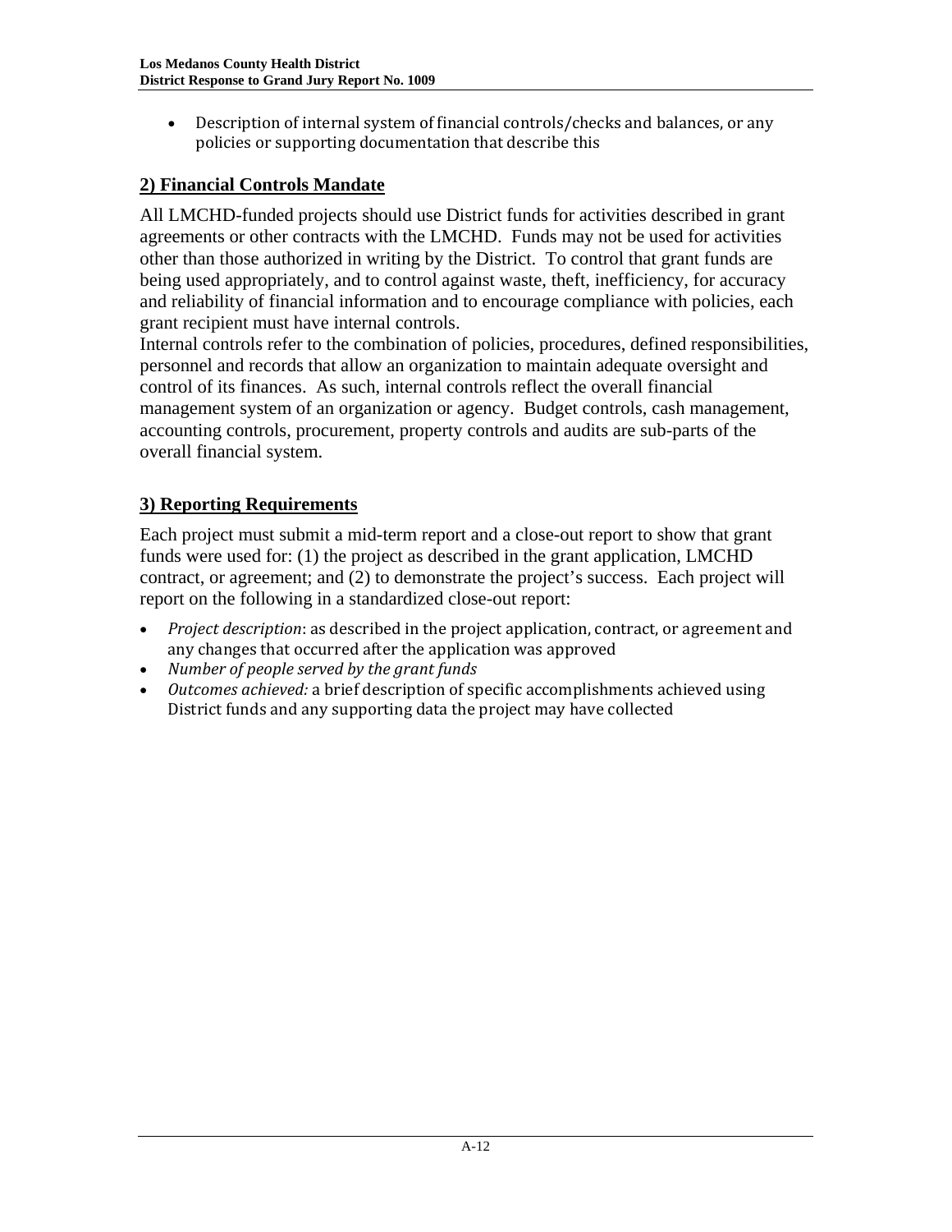- Description of internal system of financial controls/checks and balances, or any policies or supporting documentation that describe this

## 2) Financial Controls Mandate

All LMCHD-funded projects should use District funds for activities described in grant agreements or other contracts with the LMCHD. Funds may not be used for activities other than those authorized in writing by the District. To control that grant funds are being used appropriately, and to control against waste, theft, inefficiency, for accuracy and reliability of financial information and to encourage compliance with policies, each grant recipient must have internal controls.

Internal controls refer to the combination of policies, procedures, defined responsibilities, personnel and records that allow an organization to maintain adequate oversight and control of its finances. As such, internal controls reflect the overall financial management system of an organization or agency. Budget controls, cash management, accounting controls, procurement, property controls and audits are sub-parts of the overall financial system.

## 3) Reporting Requirements

Each project must submit a mid-term report and a close-out report to show that grant funds were used for: (1) the project as described in the grant application, LMCHD contract, or agreement; and (2) to demonstrate the project's success. Each project will report on the following in a standardized close-out report:

- *Project description*: as described in the project application, contract, or agreement and any changes that occurred after the application was approved
- *Number of people served by the grant funds*
- *Outcomes achieved:* a brief description of specific accomplishments achieved using District funds and any supporting data the project may have collected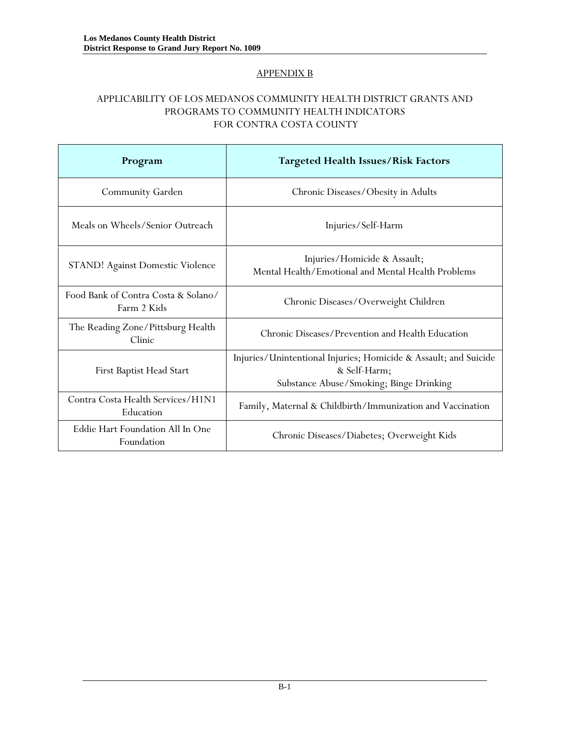## APPENDIX B

### APPLICABILITY OF LOS MEDANOS COMMUNITY HEALTH DISTRICT GRANTS AND PROGRAMS TO COMMUNITY HEALTH INDICATORS FOR CONTRA COSTA COUNTY

| Program | Targeted Health Issues/Risk Factors |
|---|---|
| Community Garden | Chronic Diseases/Obesity in Adults |
| Meals on Wheels/Senior Outreach | Injuries/Self-Harm |
| STAND! Against Domestic Violence | Injuries/Homicide & Assault;<br>Mental Health/Emotional and Mental Health Problems |
| Food Bank of Contra Costa & Solano/ Farm 2 Kids | Chronic Diseases/Overweight Children |
| The Reading Zone/Pittsburg Health Clinic | Chronic Diseases/Prevention and Health Education |
| First Baptist Head Start | Injuries/Unintentional Injuries; Homicide & Assault; and Suicide & Self-Harm;<br>Substance Abuse/Smoking; Binge Drinking |
| Contra Costa Health Services/H1N1 Education | Family, Maternal & Childbirth/Immunization and Vaccination |
| Eddie Hart Foundation All In One Foundation | Chronic Diseases/Diabetes; Overweight Kids |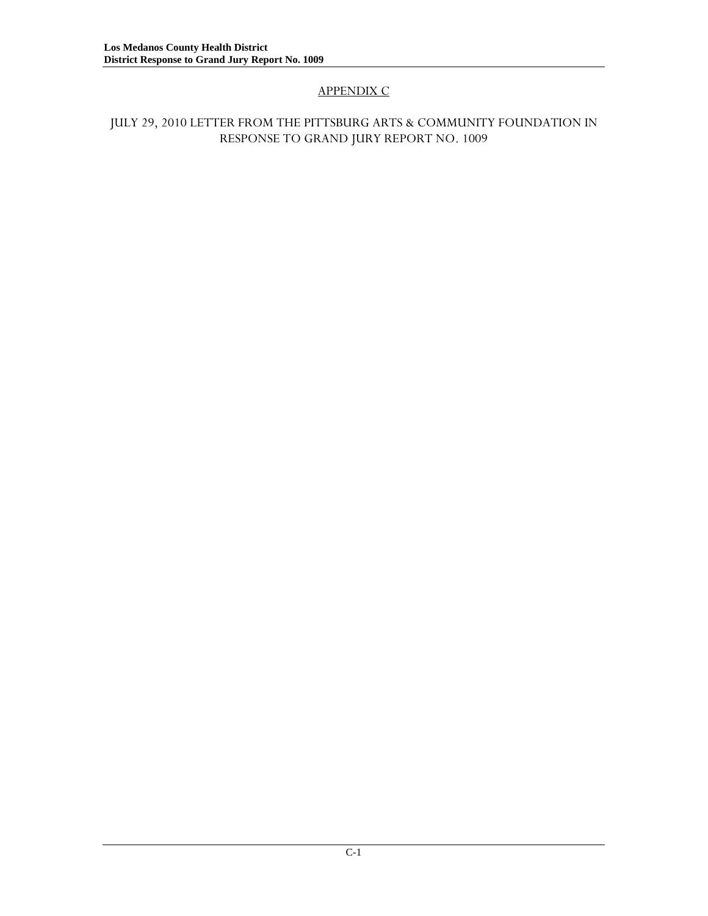## APPENDIX C

## JULY 29, 2010 LETTER FROM THE PITTSBURG ARTS & COMMUNITY FOUNDATION IN RESPONSE TO GRAND JURY REPORT NO. 1009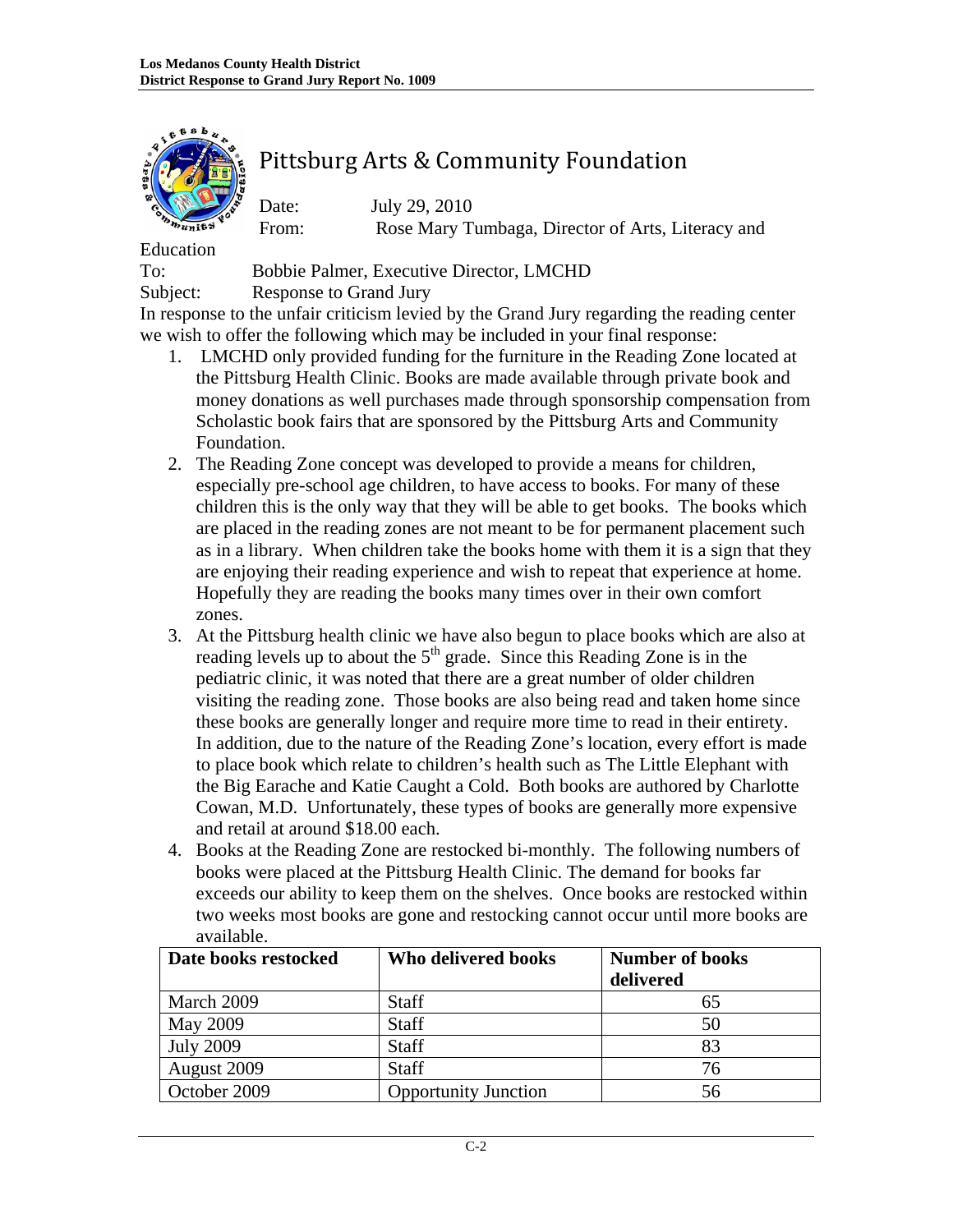# Pittsburg Arts & Community Foundation

Date: July 29, 2010

From: Rose Mary Tumbaga, Director of Arts, Literacy and Education

To: Bobbie Palmer, Executive Director, LMCHD

Subject: Response to Grand Jury

In response to the unfair criticism levied by the Grand Jury regarding the reading center we wish to offer the following which may be included in your final response:

1. LMCHD only provided funding for the furniture in the Reading Zone located at the Pittsburg Health Clinic. Books are made available through private book and money donations as well purchases made through sponsorship compensation from Scholastic book fairs that are sponsored by the Pittsburg Arts and Community Foundation.
2. The Reading Zone concept was developed to provide a means for children, especially pre-school age children, to have access to books. For many of these children this is the only way that they will be able to get books. The books which are placed in the reading zones are not meant to be for permanent placement such as in a library. When children take the books home with them it is a sign that they are enjoying their reading experience and wish to repeat that experience at home. Hopefully they are reading the books many times over in their own comfort zones.
3. At the Pittsburg health clinic we have also begun to place books which are also at reading levels up to about the 5th grade. Since this Reading Zone is in the pediatric clinic, it was noted that there are a great number of older children visiting the reading zone. Those books are also being read and taken home since these books are generally longer and require more time to read in their entirety. In addition, due to the nature of the Reading Zone's location, every effort is made to place book which relate to children's health such as The Little Elephant with the Big Earache and Katie Caught a Cold. Both books are authored by Charlotte Cowan, M.D. Unfortunately, these types of books are generally more expensive and retail at around $18.00 each.
4. Books at the Reading Zone are restocked bi-monthly. The following numbers of books were placed at the Pittsburg Health Clinic. The demand for books far exceeds our ability to keep them on the shelves. Once books are restocked within two weeks most books are gone and restocking cannot occur until more books are available.

| Date books restocked | Who delivered books | Number of books delivered |
|---|---|---|
| March 2009 | Staff | 65 |
| May 2009 | Staff | 50 |
| July 2009 | Staff | 83 |
| August 2009 | Staff | 76 |
| October 2009 | Opportunity Junction | 56 |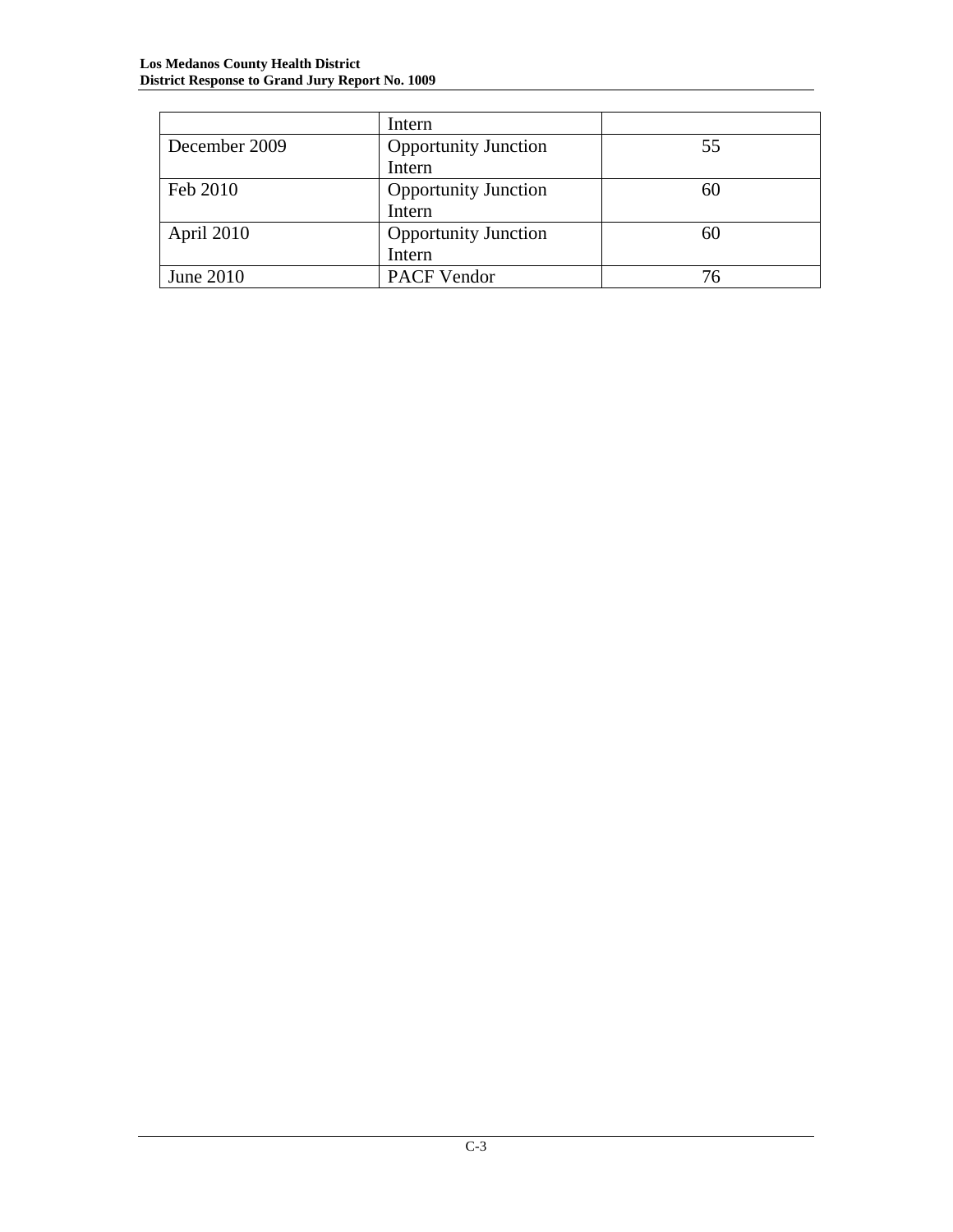| | | |
|---|---|---|
| | Intern | |
| December 2009 | Opportunity Junction Intern | 55 |
| Feb 2010 | Opportunity Junction Intern | 60 |
| April 2010 | Opportunity Junction Intern | 60 |
| June 2010 | PACF Vendor | 76 |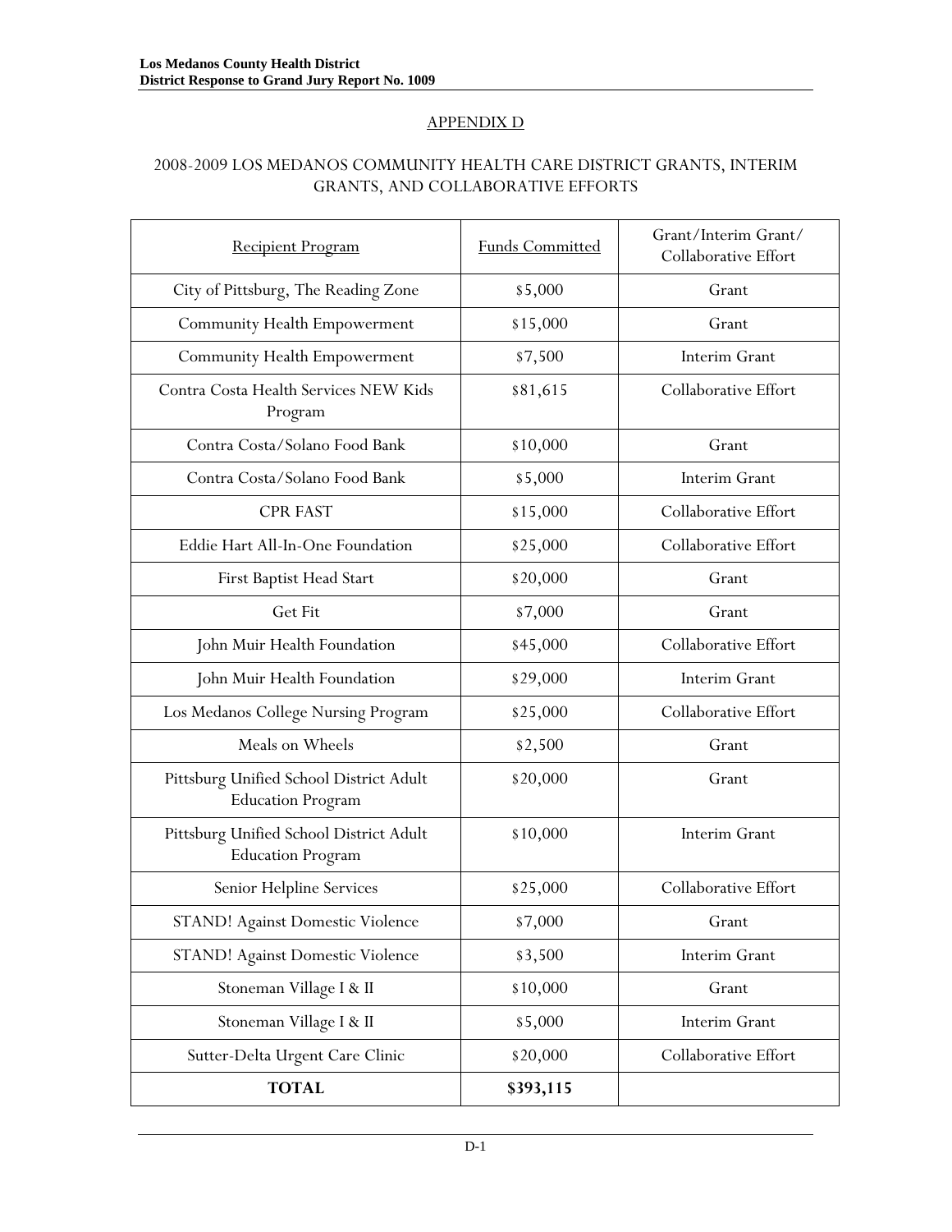## APPENDIX D

## 2008-2009 LOS MEDANOS COMMUNITY HEALTH CARE DISTRICT GRANTS, INTERIM GRANTS, AND COLLABORATIVE EFFORTS

| Recipient Program | Funds Committed | Grant/Interim Grant/ Collaborative Effort |
|---|---|---|
| City of Pittsburg, The Reading Zone | $5,000 | Grant |
| Community Health Empowerment | $15,000 | Grant |
| Community Health Empowerment | $7,500 | Interim Grant |
| Contra Costa Health Services NEW Kids Program | $81,615 | Collaborative Effort |
| Contra Costa/Solano Food Bank | $10,000 | Grant |
| Contra Costa/Solano Food Bank | $5,000 | Interim Grant |
| CPR FAST | $15,000 | Collaborative Effort |
| Eddie Hart All-In-One Foundation | $25,000 | Collaborative Effort |
| First Baptist Head Start | $20,000 | Grant |
| Get Fit | $7,000 | Grant |
| John Muir Health Foundation | $45,000 | Collaborative Effort |
| John Muir Health Foundation | $29,000 | Interim Grant |
| Los Medanos College Nursing Program | $25,000 | Collaborative Effort |
| Meals on Wheels | $2,500 | Grant |
| Pittsburg Unified School District Adult Education Program | $20,000 | Grant |
| Pittsburg Unified School District Adult Education Program | $10,000 | Interim Grant |
| Senior Helpline Services | $25,000 | Collaborative Effort |
| STAND! Against Domestic Violence | $7,000 | Grant |
| STAND! Against Domestic Violence | $3,500 | Interim Grant |
| Stoneman Village I & II | $10,000 | Grant |
| Stoneman Village I & II | $5,000 | Interim Grant |
| Sutter-Delta Urgent Care Clinic | $20,000 | Collaborative Effort |
| **TOTAL** | **$393,115** | |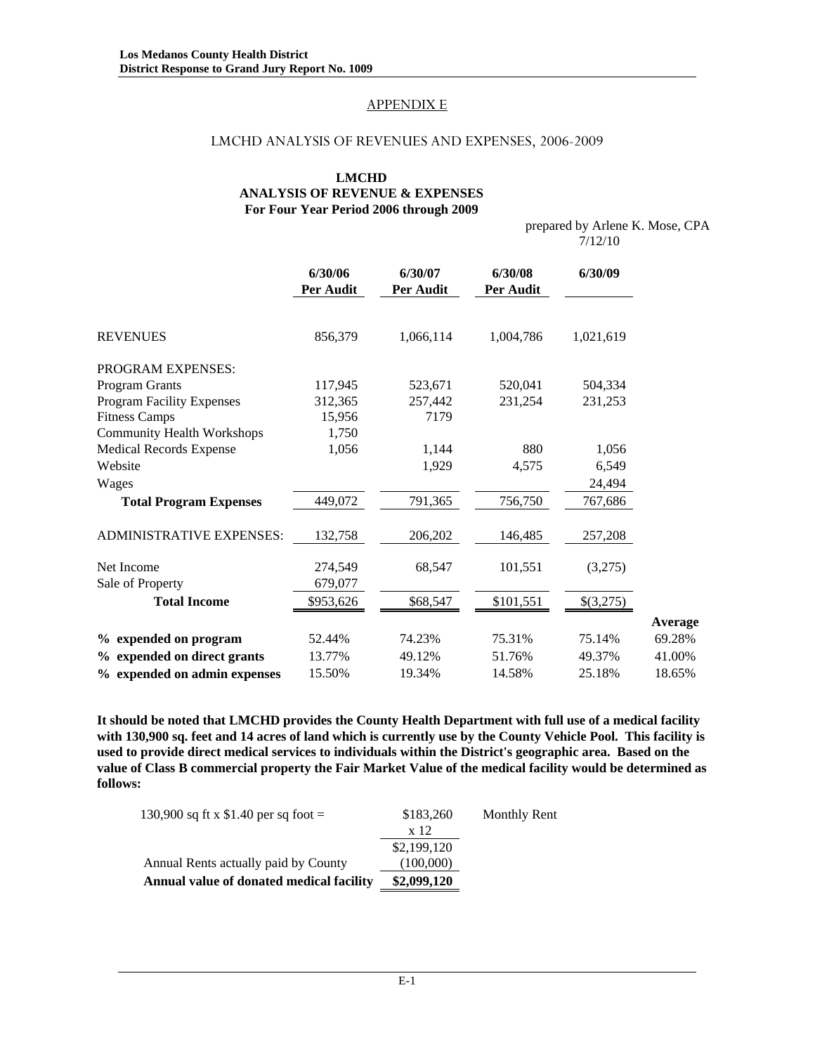## APPENDIX E

### LMCHD ANALYSIS OF REVENUES AND EXPENSES, 2006-2009

**LMCHD**
**ANALYSIS OF REVENUE & EXPENSES**
**For Four Year Period 2006 through 2009**

prepared by Arlene K. Mose, CPA
7/12/10

| | 6/30/06 Per Audit | 6/30/07 Per Audit | 6/30/08 Per Audit | 6/30/09 | |
|---|---|---|---|---|---|
| REVENUES | 856,379 | 1,066,114 | 1,004,786 | 1,021,619 | |
| PROGRAM EXPENSES: | | | | | |
| Program Grants | 117,945 | 523,671 | 520,041 | 504,334 | |
| Program Facility Expenses | 312,365 | 257,442 | 231,254 | 231,253 | |
| Fitness Camps | 15,956 | 7179 | | | |
| Community Health Workshops | 1,750 | | | | |
| Medical Records Expense | 1,056 | 1,144 | 880 | 1,056 | |
| Website | | 1,929 | 4,575 | 6,549 | |
| Wages | | | | 24,494 | |
| **Total Program Expenses** | 449,072 | 791,365 | 756,750 | 767,686 | |
| ADMINISTRATIVE EXPENSES: | 132,758 | 206,202 | 146,485 | 257,208 | |
| Net Income | 274,549 | 68,547 | 101,551 | (3,275) | |
| Sale of Property | 679,077 | | | | |
| **Total Income** | $953,626 | $68,547 | $101,551 | $(3,275) | |
| | | | | | **Average** |
| **% expended on program** | 52.44% | 74.23% | 75.31% | 75.14% | 69.28% |
| **% expended on direct grants** | 13.77% | 49.12% | 51.76% | 49.37% | 41.00% |
| **% expended on admin expenses** | 15.50% | 19.34% | 14.58% | 25.18% | 18.65% |

**It should be noted that LMCHD provides the County Health Department with full use of a medical facility with 130,900 sq. feet and 14 acres of land which is currently use by the County Vehicle Pool. This facility is used to provide direct medical services to individuals within the District's geographic area. Based on the value of Class B commercial property the Fair Market Value of the medical facility would be determined as follows:**

| | | |
|---|---|---|
| 130,900 sq ft x $1.40 per sq foot = | $183,260 | Monthly Rent |
| | x 12 | |
| | $2,199,120 | |
| Annual Rents actually paid by County | (100,000) | |
| **Annual value of donated medical facility** | **$2,099,120** | |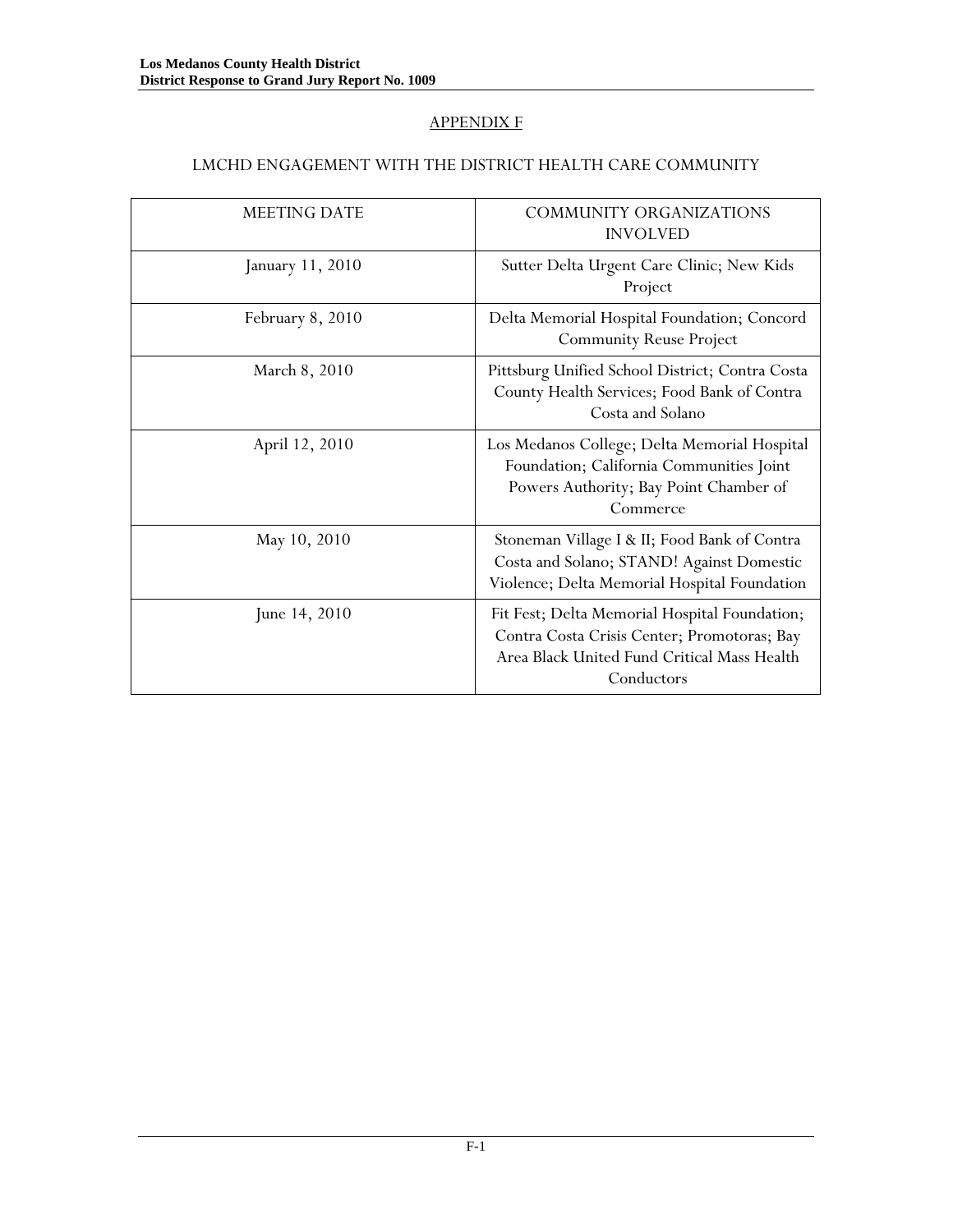## APPENDIX F

### LMCHD ENGAGEMENT WITH THE DISTRICT HEALTH CARE COMMUNITY

| MEETING DATE | COMMUNITY ORGANIZATIONS INVOLVED |
|---|---|
| January 11, 2010 | Sutter Delta Urgent Care Clinic; New Kids Project |
| February 8, 2010 | Delta Memorial Hospital Foundation; Concord Community Reuse Project |
| March 8, 2010 | Pittsburg Unified School District; Contra Costa County Health Services; Food Bank of Contra Costa and Solano |
| April 12, 2010 | Los Medanos College; Delta Memorial Hospital Foundation; California Communities Joint Powers Authority; Bay Point Chamber of Commerce |
| May 10, 2010 | Stoneman Village I & II; Food Bank of Contra Costa and Solano; STAND! Against Domestic Violence; Delta Memorial Hospital Foundation |
| June 14, 2010 | Fit Fest; Delta Memorial Hospital Foundation; Contra Costa Crisis Center; Promotoras; Bay Area Black United Fund Critical Mass Health Conductors |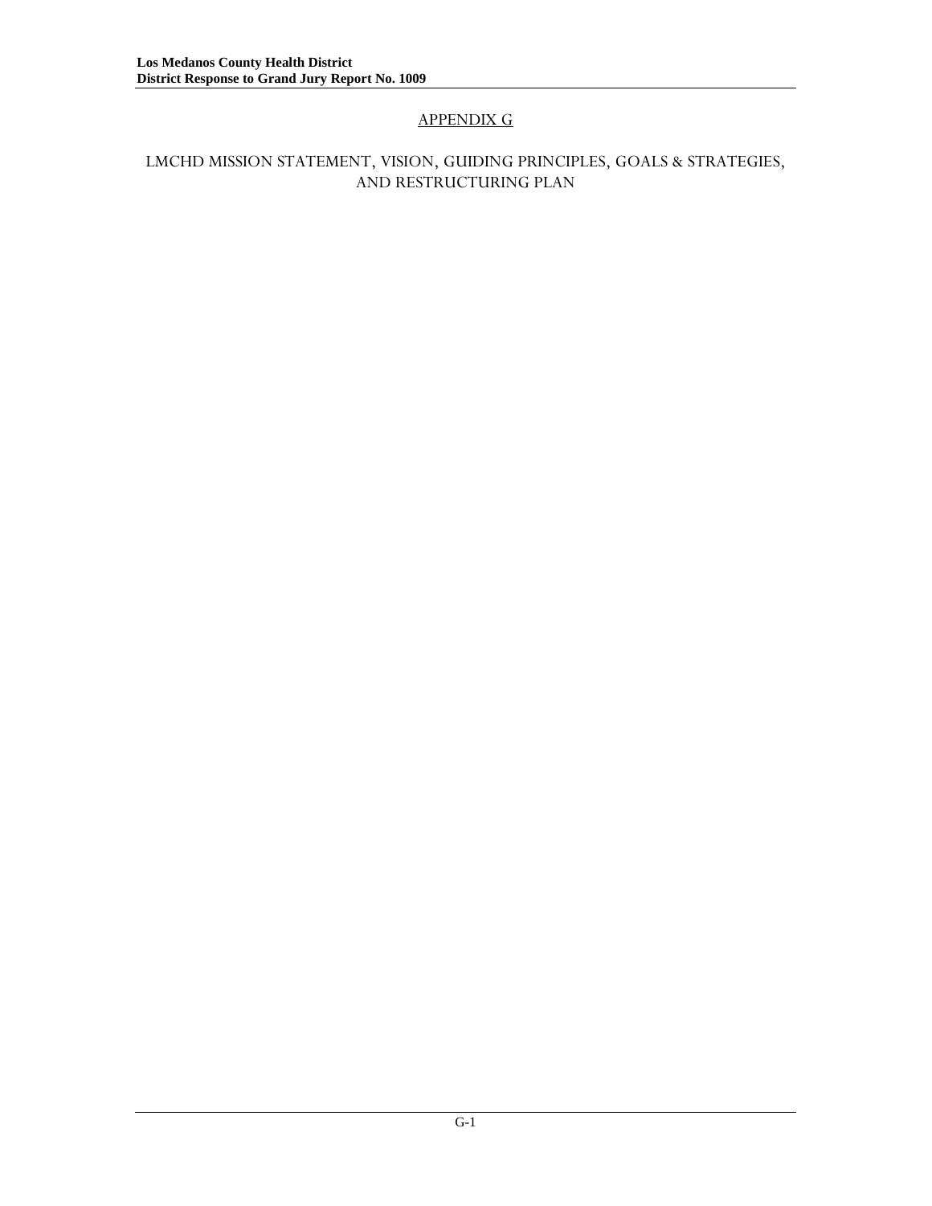## APPENDIX G

LMCHD MISSION STATEMENT, VISION, GUIDING PRINCIPLES, GOALS & STRATEGIES, AND RESTRUCTURING PLAN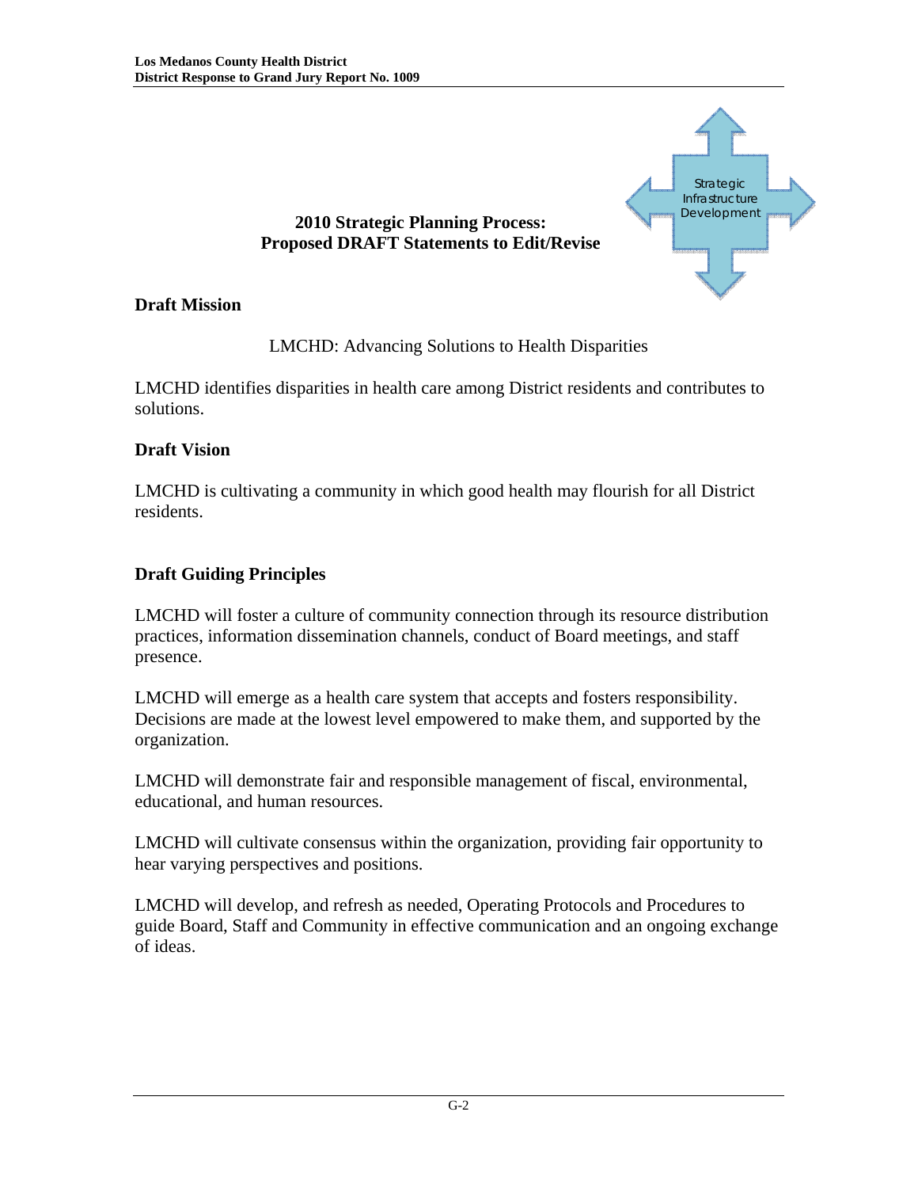Strategic Infrastructure Development

**2010 Strategic Planning Process: Proposed DRAFT Statements to Edit/Revise**

### Draft Mission

LMCHD: Advancing Solutions to Health Disparities

LMCHD identifies disparities in health care among District residents and contributes to solutions.

### Draft Vision

LMCHD is cultivating a community in which good health may flourish for all District residents.

### Draft Guiding Principles

LMCHD will foster a culture of community connection through its resource distribution practices, information dissemination channels, conduct of Board meetings, and staff presence.

LMCHD will emerge as a health care system that accepts and fosters responsibility. Decisions are made at the lowest level empowered to make them, and supported by the organization.

LMCHD will demonstrate fair and responsible management of fiscal, environmental, educational, and human resources.

LMCHD will cultivate consensus within the organization, providing fair opportunity to hear varying perspectives and positions.

LMCHD will develop, and refresh as needed, Operating Protocols and Procedures to guide Board, Staff and Community in effective communication and an ongoing exchange of ideas.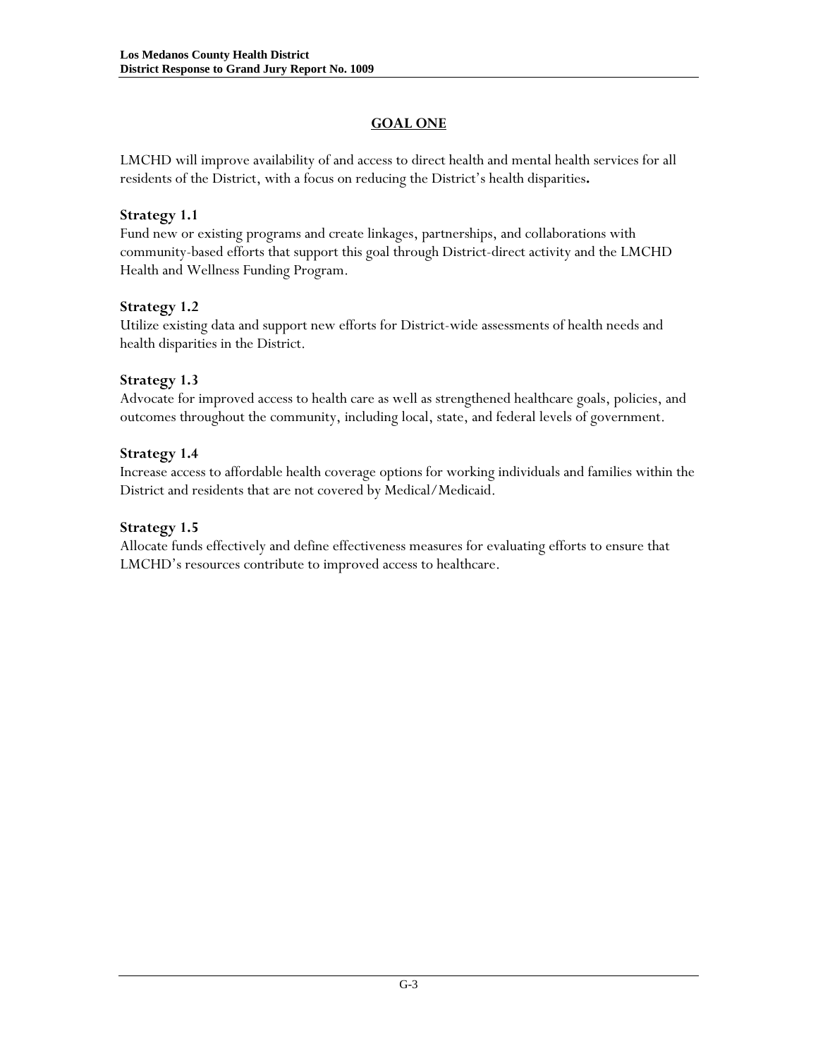## GOAL ONE

LMCHD will improve availability of and access to direct health and mental health services for all residents of the District, with a focus on reducing the District's health disparities**.**

### Strategy 1.1

Fund new or existing programs and create linkages, partnerships, and collaborations with community-based efforts that support this goal through District-direct activity and the LMCHD Health and Wellness Funding Program.

### Strategy 1.2

Utilize existing data and support new efforts for District-wide assessments of health needs and health disparities in the District.

### Strategy 1.3

Advocate for improved access to health care as well as strengthened healthcare goals, policies, and outcomes throughout the community, including local, state, and federal levels of government.

### Strategy 1.4

Increase access to affordable health coverage options for working individuals and families within the District and residents that are not covered by Medical/Medicaid.

### Strategy 1.5

Allocate funds effectively and define effectiveness measures for evaluating efforts to ensure that LMCHD's resources contribute to improved access to healthcare.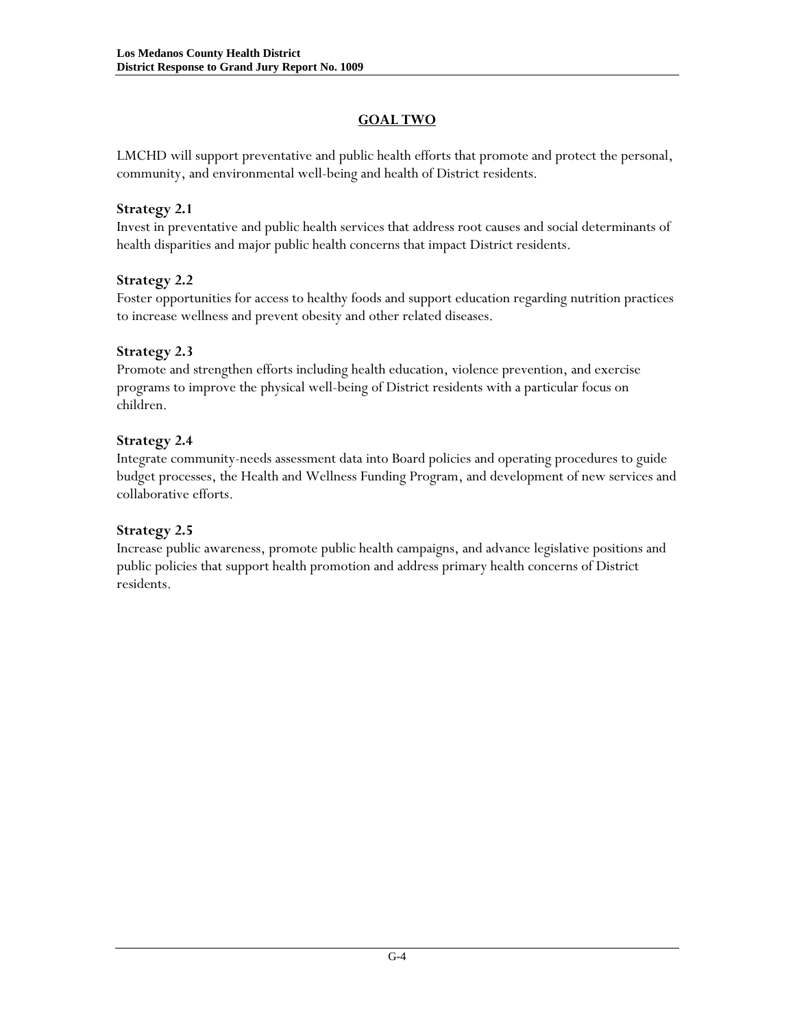## GOAL TWO

LMCHD will support preventative and public health efforts that promote and protect the personal, community, and environmental well-being and health of District residents.

### Strategy 2.1

Invest in preventative and public health services that address root causes and social determinants of health disparities and major public health concerns that impact District residents.

### Strategy 2.2

Foster opportunities for access to healthy foods and support education regarding nutrition practices to increase wellness and prevent obesity and other related diseases.

### Strategy 2.3

Promote and strengthen efforts including health education, violence prevention, and exercise programs to improve the physical well-being of District residents with a particular focus on children.

### Strategy 2.4

Integrate community-needs assessment data into Board policies and operating procedures to guide budget processes, the Health and Wellness Funding Program, and development of new services and collaborative efforts.

### Strategy 2.5

Increase public awareness, promote public health campaigns, and advance legislative positions and public policies that support health promotion and address primary health concerns of District residents.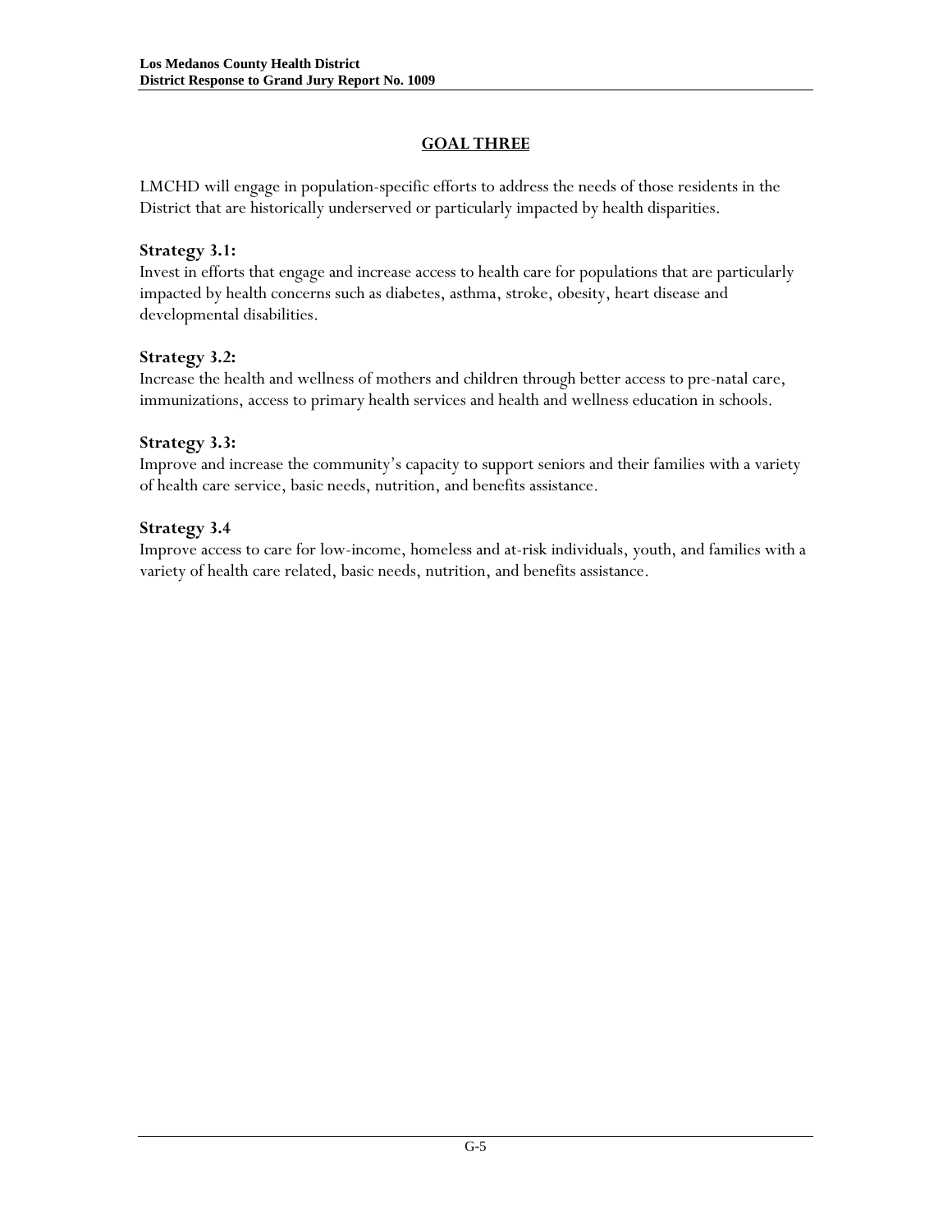## GOAL THREE

LMCHD will engage in population-specific efforts to address the needs of those residents in the District that are historically underserved or particularly impacted by health disparities.

### Strategy 3.1:

Invest in efforts that engage and increase access to health care for populations that are particularly impacted by health concerns such as diabetes, asthma, stroke, obesity, heart disease and developmental disabilities.

### Strategy 3.2:

Increase the health and wellness of mothers and children through better access to pre-natal care, immunizations, access to primary health services and health and wellness education in schools.

### Strategy 3.3:

Improve and increase the community's capacity to support seniors and their families with a variety of health care service, basic needs, nutrition, and benefits assistance.

### Strategy 3.4

Improve access to care for low-income, homeless and at-risk individuals, youth, and families with a variety of health care related, basic needs, nutrition, and benefits assistance.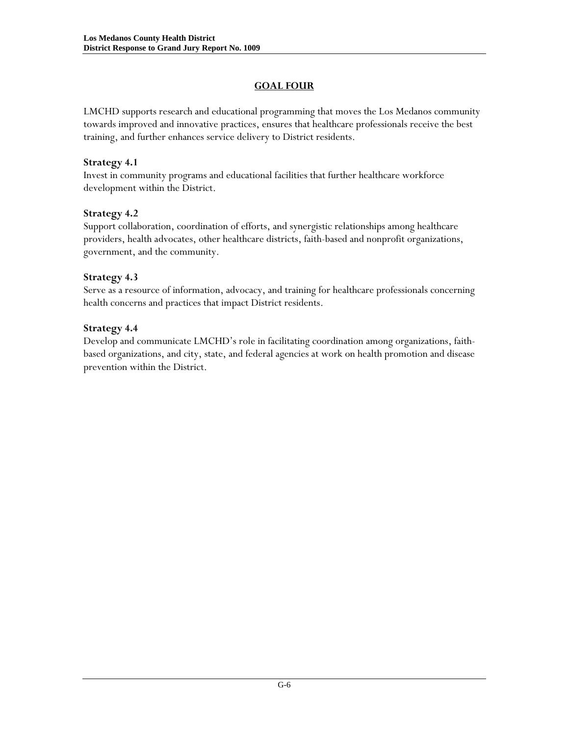## GOAL FOUR

LMCHD supports research and educational programming that moves the Los Medanos community towards improved and innovative practices, ensures that healthcare professionals receive the best training, and further enhances service delivery to District residents.

### Strategy 4.1

Invest in community programs and educational facilities that further healthcare workforce development within the District.

### Strategy 4.2

Support collaboration, coordination of efforts, and synergistic relationships among healthcare providers, health advocates, other healthcare districts, faith-based and nonprofit organizations, government, and the community.

### Strategy 4.3

Serve as a resource of information, advocacy, and training for healthcare professionals concerning health concerns and practices that impact District residents.

### Strategy 4.4

Develop and communicate LMCHD's role in facilitating coordination among organizations, faith-based organizations, and city, state, and federal agencies at work on health promotion and disease prevention within the District.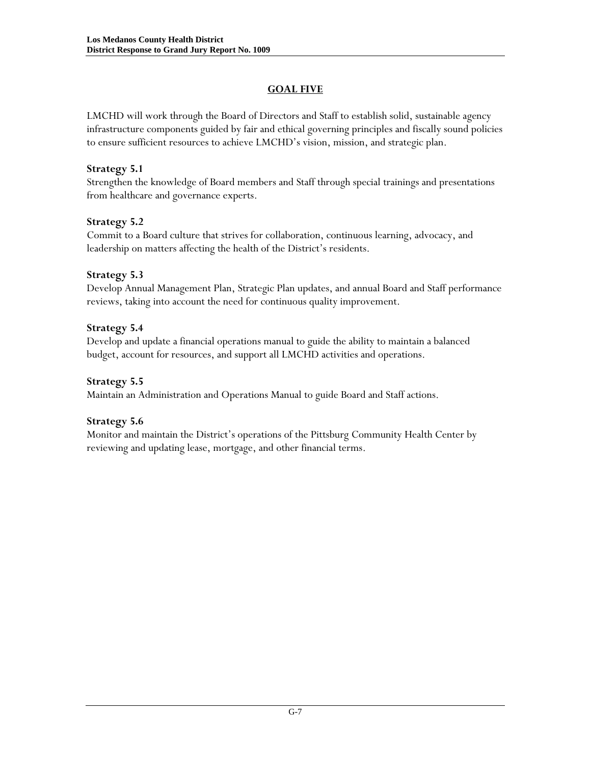## GOAL FIVE

LMCHD will work through the Board of Directors and Staff to establish solid, sustainable agency infrastructure components guided by fair and ethical governing principles and fiscally sound policies to ensure sufficient resources to achieve LMCHD's vision, mission, and strategic plan.

### Strategy 5.1

Strengthen the knowledge of Board members and Staff through special trainings and presentations from healthcare and governance experts.

### Strategy 5.2

Commit to a Board culture that strives for collaboration, continuous learning, advocacy, and leadership on matters affecting the health of the District's residents.

### Strategy 5.3

Develop Annual Management Plan, Strategic Plan updates, and annual Board and Staff performance reviews, taking into account the need for continuous quality improvement.

### Strategy 5.4

Develop and update a financial operations manual to guide the ability to maintain a balanced budget, account for resources, and support all LMCHD activities and operations.

### Strategy 5.5

Maintain an Administration and Operations Manual to guide Board and Staff actions.

### Strategy 5.6

Monitor and maintain the District's operations of the Pittsburg Community Health Center by reviewing and updating lease, mortgage, and other financial terms.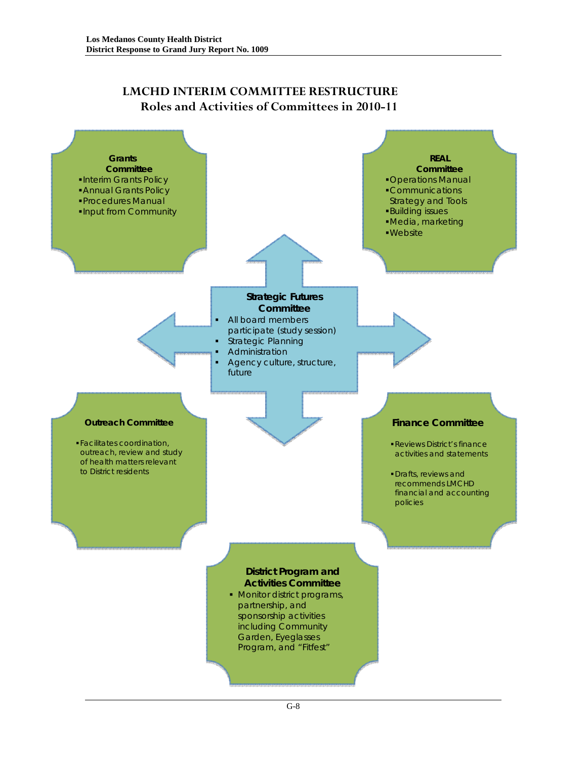## LMCHD INTERIM COMMITTEE RESTRUCTURE
### Roles and Activities of Committees in 2010-11

**Grants Committee**

- Interim Grants Policy
- Annual Grants Policy
- Procedures Manual
- Input from Community

**REAL Committee**

- Operations Manual
- Communications Strategy and Tools
- Building issues
- Media, marketing
- Website

**Strategic Futures Committee**

- All board members participate (study session)
- Strategic Planning
- Administration
- Agency culture, structure, future

**Outreach Committee**

- Facilitates coordination, outreach, review and study of health matters relevant to District residents

**Finance Committee**

- Reviews District's finance activities and statements
- Drafts, reviews and recommends LMCHD financial and accounting policies

**District Program and Activities Committee**

- Monitor district programs, partnership, and sponsorship activities including Community Garden, Eyeglasses Program, and "Fitfest"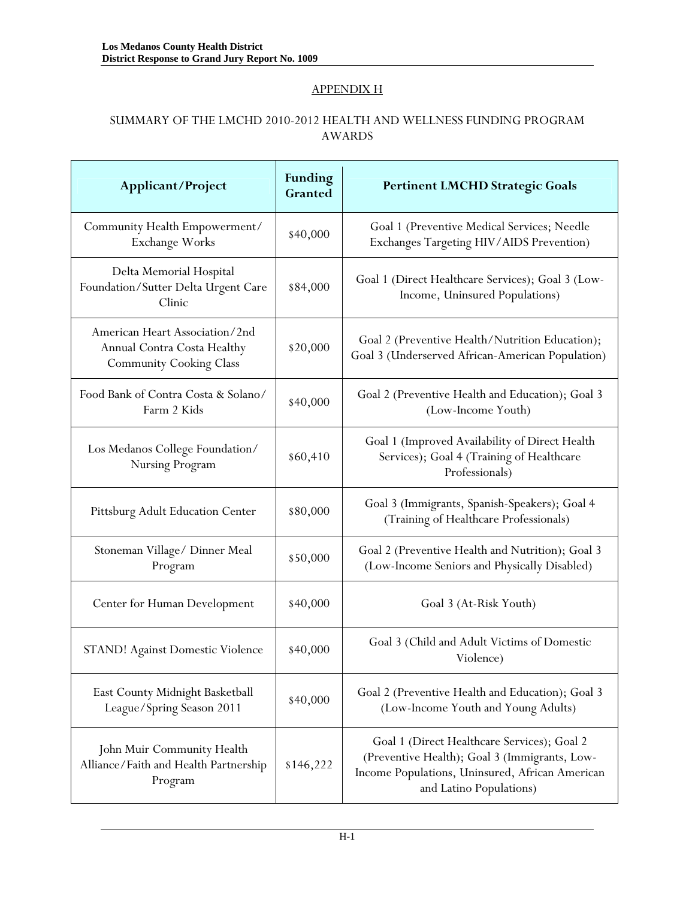APPENDIX H

SUMMARY OF THE LMCHD 2010-2012 HEALTH AND WELLNESS FUNDING PROGRAM AWARDS

| Applicant/Project | Funding Granted | Pertinent LMCHD Strategic Goals |
|---|---|---|
| Community Health Empowerment/ Exchange Works | \$40,000 | Goal 1 (Preventive Medical Services; Needle Exchanges Targeting HIV/AIDS Prevention) |
| Delta Memorial Hospital Foundation/Sutter Delta Urgent Care Clinic | \$84,000 | Goal 1 (Direct Healthcare Services); Goal 3 (Low-Income, Uninsured Populations) |
| American Heart Association/2nd Annual Contra Costa Healthy Community Cooking Class | \$20,000 | Goal 2 (Preventive Health/Nutrition Education); Goal 3 (Underserved African-American Population) |
| Food Bank of Contra Costa & Solano/ Farm 2 Kids | \$40,000 | Goal 2 (Preventive Health and Education); Goal 3 (Low-Income Youth) |
| Los Medanos College Foundation/ Nursing Program | \$60,410 | Goal 1 (Improved Availability of Direct Health Services); Goal 4 (Training of Healthcare Professionals) |
| Pittsburg Adult Education Center | \$80,000 | Goal 3 (Immigrants, Spanish-Speakers); Goal 4 (Training of Healthcare Professionals) |
| Stoneman Village/ Dinner Meal Program | \$50,000 | Goal 2 (Preventive Health and Nutrition); Goal 3 (Low-Income Seniors and Physically Disabled) |
| Center for Human Development | \$40,000 | Goal 3 (At-Risk Youth) |
| STAND! Against Domestic Violence | \$40,000 | Goal 3 (Child and Adult Victims of Domestic Violence) |
| East County Midnight Basketball League/Spring Season 2011 | \$40,000 | Goal 2 (Preventive Health and Education); Goal 3 (Low-Income Youth and Young Adults) |
| John Muir Community Health Alliance/Faith and Health Partnership Program | \$146,222 | Goal 1 (Direct Healthcare Services); Goal 2 (Preventive Health); Goal 3 (Immigrants, Low-Income Populations, Uninsured, African American and Latino Populations) |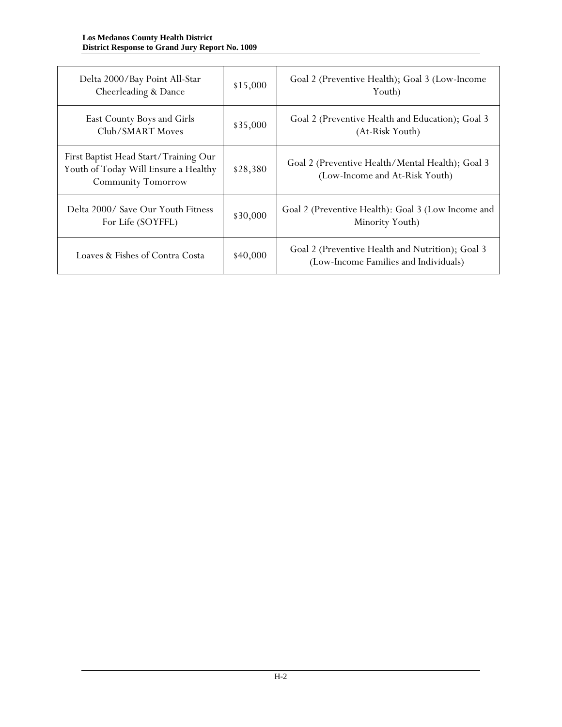| | | |
|---|---|---|
| Delta 2000/Bay Point All-Star Cheerleading & Dance | $15,000 | Goal 2 (Preventive Health); Goal 3 (Low-Income Youth) |
| East County Boys and Girls Club/SMART Moves | $35,000 | Goal 2 (Preventive Health and Education); Goal 3 (At-Risk Youth) |
| First Baptist Head Start/Training Our Youth of Today Will Ensure a Healthy Community Tomorrow | $28,380 | Goal 2 (Preventive Health/Mental Health); Goal 3 (Low-Income and At-Risk Youth) |
| Delta 2000/ Save Our Youth Fitness For Life (SOYFFL) | $30,000 | Goal 2 (Preventive Health): Goal 3 (Low Income and Minority Youth) |
| Loaves & Fishes of Contra Costa | $40,000 | Goal 2 (Preventive Health and Nutrition); Goal 3 (Low-Income Families and Individuals) |